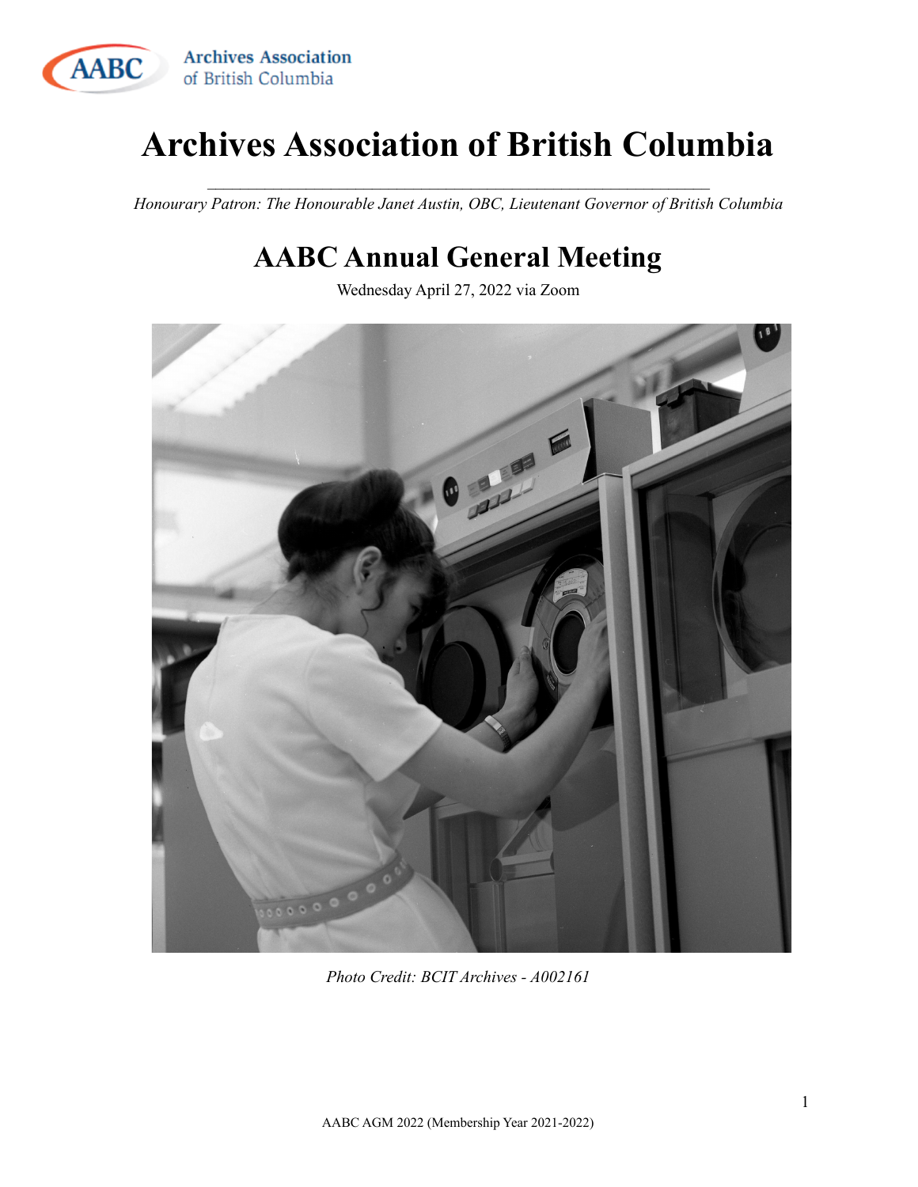Archives Association of British Columbia

# Archives Association of British Columbia

*Honourary Patron: The Honourable Janet Austin, OBC, Lieutenant Governor of British Columbia*

## AABC Annual General Meeting

Wednesday April 27, 2022 via Zoom

*Photo Credit: BCIT Archives - A002161*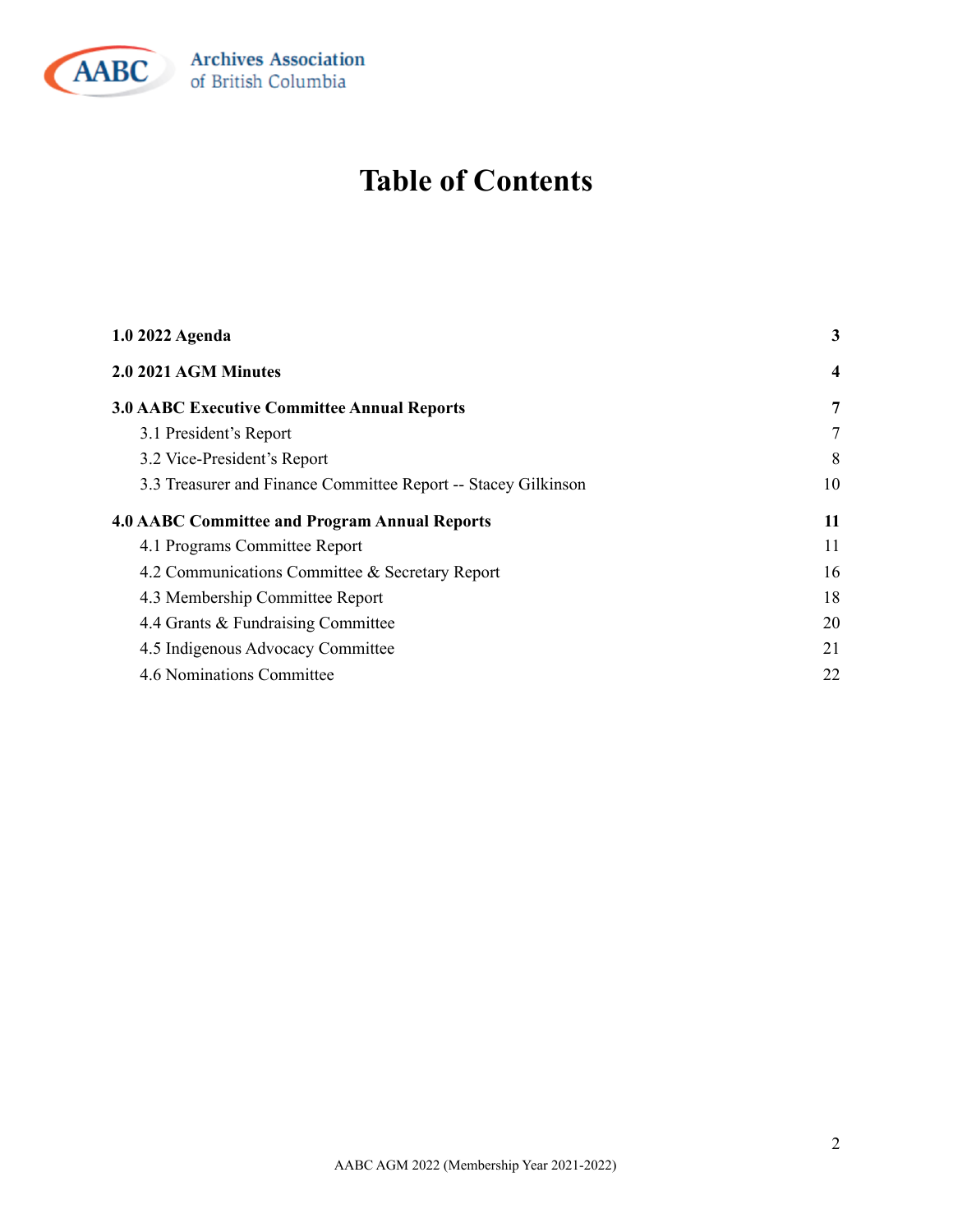# Table of Contents

| | |
|---|---|
| **1.0 2022 Agenda** | **3** |
| **2.0 2021 AGM Minutes** | **4** |
| **3.0 AABC Executive Committee Annual Reports** | **7** |
| 3.1 President's Report | 7 |
| 3.2 Vice-President's Report | 8 |
| 3.3 Treasurer and Finance Committee Report -- Stacey Gilkinson | 10 |
| **4.0 AABC Committee and Program Annual Reports** | **11** |
| 4.1 Programs Committee Report | 11 |
| 4.2 Communications Committee & Secretary Report | 16 |
| 4.3 Membership Committee Report | 18 |
| 4.4 Grants & Fundraising Committee | 20 |
| 4.5 Indigenous Advocacy Committee | 21 |
| 4.6 Nominations Committee | 22 |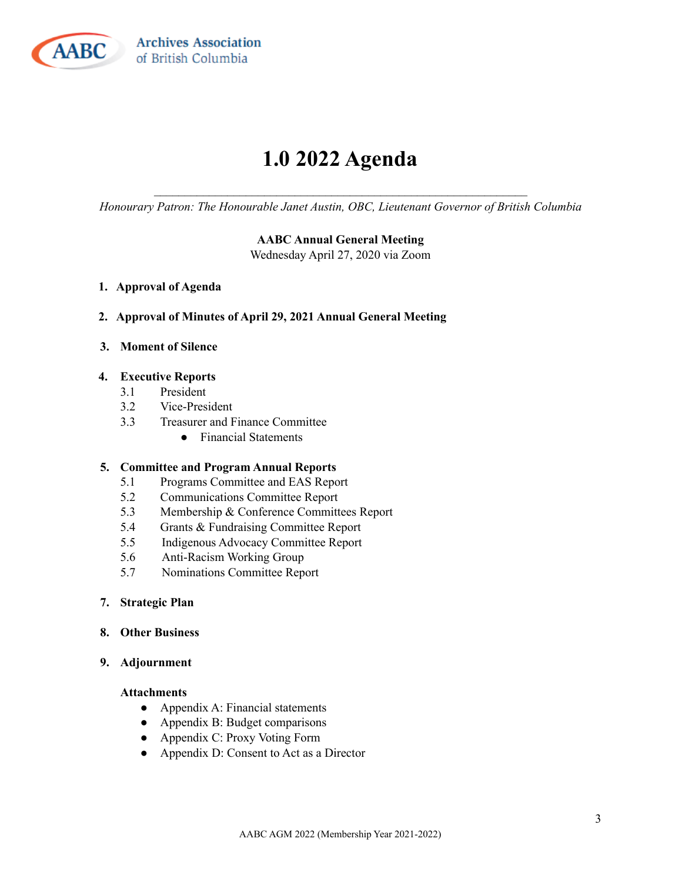Archives Association of British Columbia

# 1.0 2022 Agenda

---

*Honourary Patron: The Honourable Janet Austin, OBC, Lieutenant Governor of British Columbia*

**AABC Annual General Meeting**
Wednesday April 27, 2020 via Zoom

1. **Approval of Agenda**

2. **Approval of Minutes of April 29, 2021 Annual General Meeting**

3. **Moment of Silence**

4. **Executive Reports**
   - 3.1 President
   - 3.2 Vice-President
   - 3.3 Treasurer and Finance Committee
     - Financial Statements

5. **Committee and Program Annual Reports**
   - 5.1 Programs Committee and EAS Report
   - 5.2 Communications Committee Report
   - 5.3 Membership & Conference Committees Report
   - 5.4 Grants & Fundraising Committee Report
   - 5.5 Indigenous Advocacy Committee Report
   - 5.6 Anti-Racism Working Group
   - 5.7 Nominations Committee Report

7. **Strategic Plan**

8. **Other Business**

9. **Adjournment**

**Attachments**

- Appendix A: Financial statements
- Appendix B: Budget comparisons
- Appendix C: Proxy Voting Form
- Appendix D: Consent to Act as a Director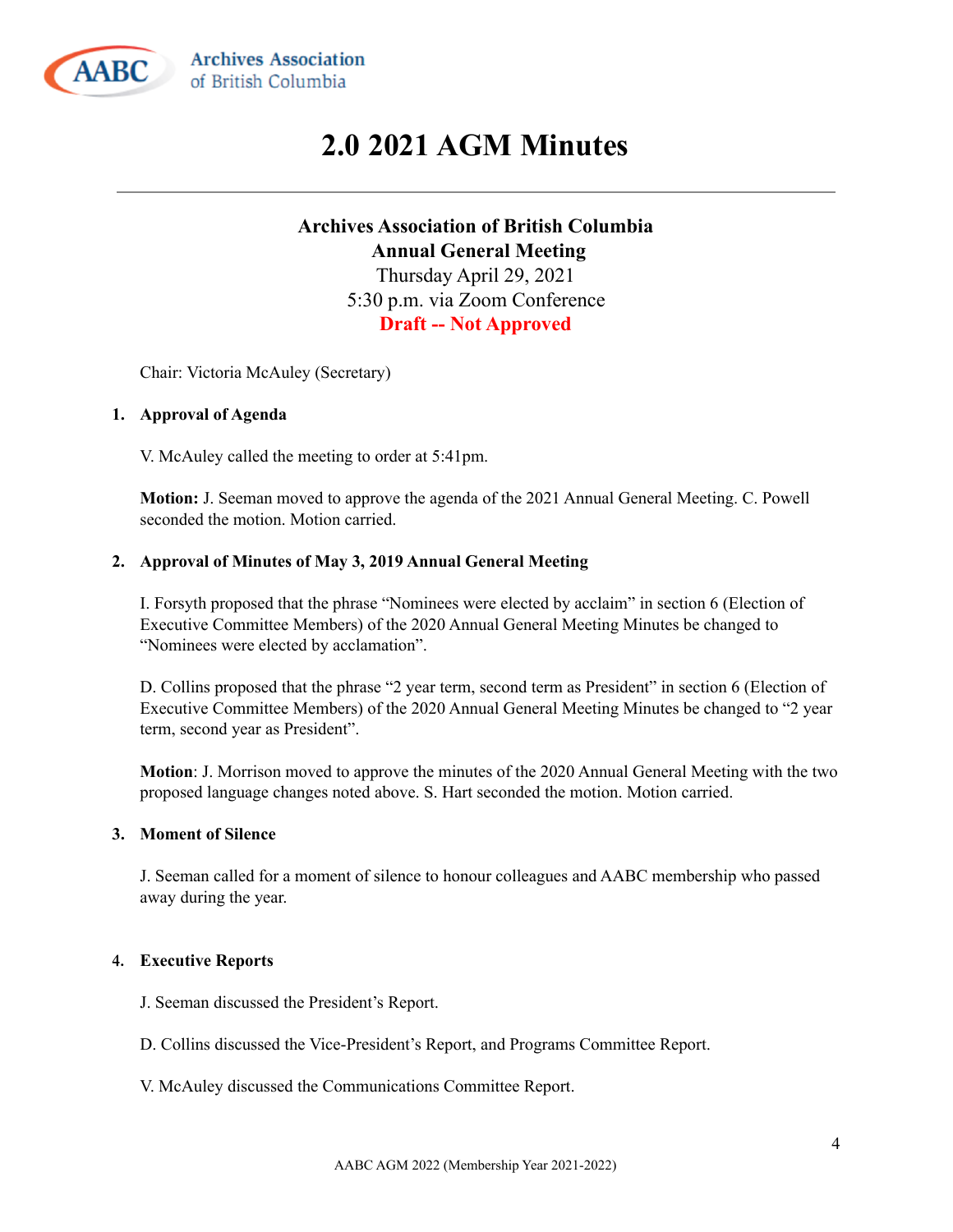# 2.0 2021 AGM Minutes

---

**Archives Association of British Columbia**
**Annual General Meeting**
Thursday April 29, 2021
5:30 p.m. via Zoom Conference
**Draft -- Not Approved**

Chair: Victoria McAuley (Secretary)

1. **Approval of Agenda**

   V. McAuley called the meeting to order at 5:41pm.

   **Motion:** J. Seeman moved to approve the agenda of the 2021 Annual General Meeting. C. Powell seconded the motion. Motion carried.

2. **Approval of Minutes of May 3, 2019 Annual General Meeting**

   I. Forsyth proposed that the phrase "Nominees were elected by acclaim" in section 6 (Election of Executive Committee Members) of the 2020 Annual General Meeting Minutes be changed to "Nominees were elected by acclamation".

   D. Collins proposed that the phrase "2 year term, second term as President" in section 6 (Election of Executive Committee Members) of the 2020 Annual General Meeting Minutes be changed to "2 year term, second year as President".

   **Motion**: J. Morrison moved to approve the minutes of the 2020 Annual General Meeting with the two proposed language changes noted above. S. Hart seconded the motion. Motion carried.

3. **Moment of Silence**

   J. Seeman called for a moment of silence to honour colleagues and AABC membership who passed away during the year.

4. **Executive Reports**

   J. Seeman discussed the President's Report.

   D. Collins discussed the Vice-President's Report, and Programs Committee Report.

   V. McAuley discussed the Communications Committee Report.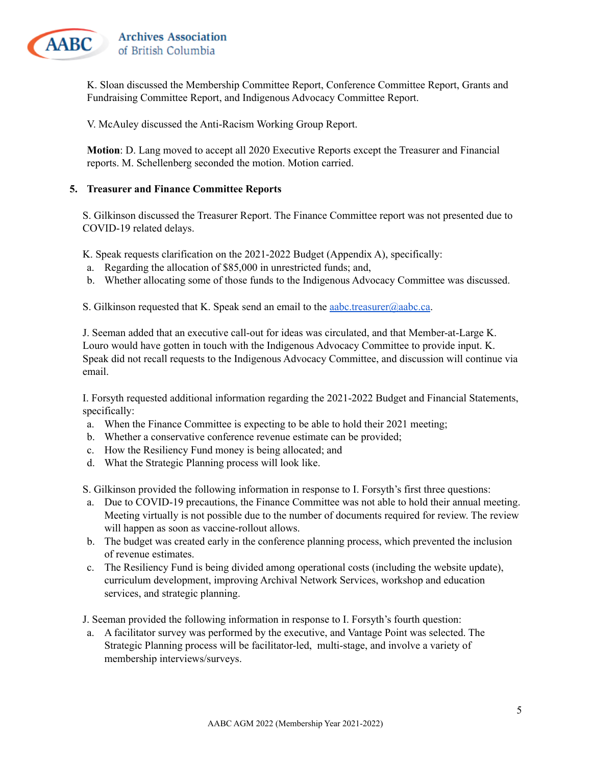K. Sloan discussed the Membership Committee Report, Conference Committee Report, Grants and Fundraising Committee Report, and Indigenous Advocacy Committee Report.

V. McAuley discussed the Anti-Racism Working Group Report.

**Motion**: D. Lang moved to accept all 2020 Executive Reports except the Treasurer and Financial reports. M. Schellenberg seconded the motion. Motion carried.

**5. Treasurer and Finance Committee Reports**

S. Gilkinson discussed the Treasurer Report. The Finance Committee report was not presented due to COVID-19 related delays.

K. Speak requests clarification on the 2021-2022 Budget (Appendix A), specifically:

a. Regarding the allocation of $85,000 in unrestricted funds; and,
b. Whether allocating some of those funds to the Indigenous Advocacy Committee was discussed.

S. Gilkinson requested that K. Speak send an email to the aabc.treasurer@aabc.ca.

J. Seeman added that an executive call-out for ideas was circulated, and that Member-at-Large K. Louro would have gotten in touch with the Indigenous Advocacy Committee to provide input. K. Speak did not recall requests to the Indigenous Advocacy Committee, and discussion will continue via email.

I. Forsyth requested additional information regarding the 2021-2022 Budget and Financial Statements, specifically:

a. When the Finance Committee is expecting to be able to hold their 2021 meeting;
b. Whether a conservative conference revenue estimate can be provided;
c. How the Resiliency Fund money is being allocated; and
d. What the Strategic Planning process will look like.

S. Gilkinson provided the following information in response to I. Forsyth's first three questions:

a. Due to COVID-19 precautions, the Finance Committee was not able to hold their annual meeting. Meeting virtually is not possible due to the number of documents required for review. The review will happen as soon as vaccine-rollout allows.
b. The budget was created early in the conference planning process, which prevented the inclusion of revenue estimates.
c. The Resiliency Fund is being divided among operational costs (including the website update), curriculum development, improving Archival Network Services, workshop and education services, and strategic planning.

J. Seeman provided the following information in response to I. Forsyth's fourth question:

a. A facilitator survey was performed by the executive, and Vantage Point was selected. The Strategic Planning process will be facilitator-led, multi-stage, and involve a variety of membership interviews/surveys.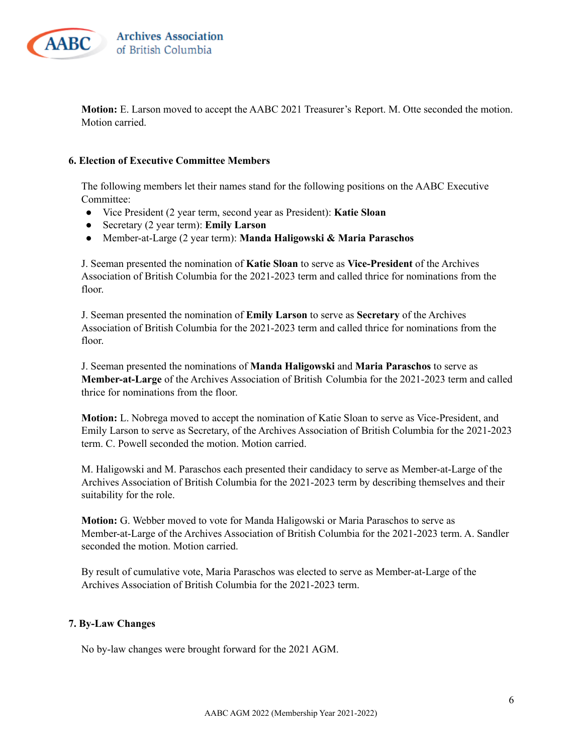**Motion:** E. Larson moved to accept the AABC 2021 Treasurer's Report. M. Otte seconded the motion. Motion carried.

### 6. Election of Executive Committee Members

The following members let their names stand for the following positions on the AABC Executive Committee:

- Vice President (2 year term, second year as President): **Katie Sloan**
- Secretary (2 year term): **Emily Larson**
- Member-at-Large (2 year term): **Manda Haligowski & Maria Paraschos**

J. Seeman presented the nomination of **Katie Sloan** to serve as **Vice-President** of the Archives Association of British Columbia for the 2021-2023 term and called thrice for nominations from the floor.

J. Seeman presented the nomination of **Emily Larson** to serve as **Secretary** of the Archives Association of British Columbia for the 2021-2023 term and called thrice for nominations from the floor.

J. Seeman presented the nominations of **Manda Haligowski** and **Maria Paraschos** to serve as **Member-at-Large** of the Archives Association of British Columbia for the 2021-2023 term and called thrice for nominations from the floor.

**Motion:** L. Nobrega moved to accept the nomination of Katie Sloan to serve as Vice-President, and Emily Larson to serve as Secretary, of the Archives Association of British Columbia for the 2021-2023 term. C. Powell seconded the motion. Motion carried.

M. Haligowski and M. Paraschos each presented their candidacy to serve as Member-at-Large of the Archives Association of British Columbia for the 2021-2023 term by describing themselves and their suitability for the role.

**Motion:** G. Webber moved to vote for Manda Haligowski or Maria Paraschos to serve as Member-at-Large of the Archives Association of British Columbia for the 2021-2023 term. A. Sandler seconded the motion. Motion carried.

By result of cumulative vote, Maria Paraschos was elected to serve as Member-at-Large of the Archives Association of British Columbia for the 2021-2023 term.

### 7. By-Law Changes

No by-law changes were brought forward for the 2021 AGM.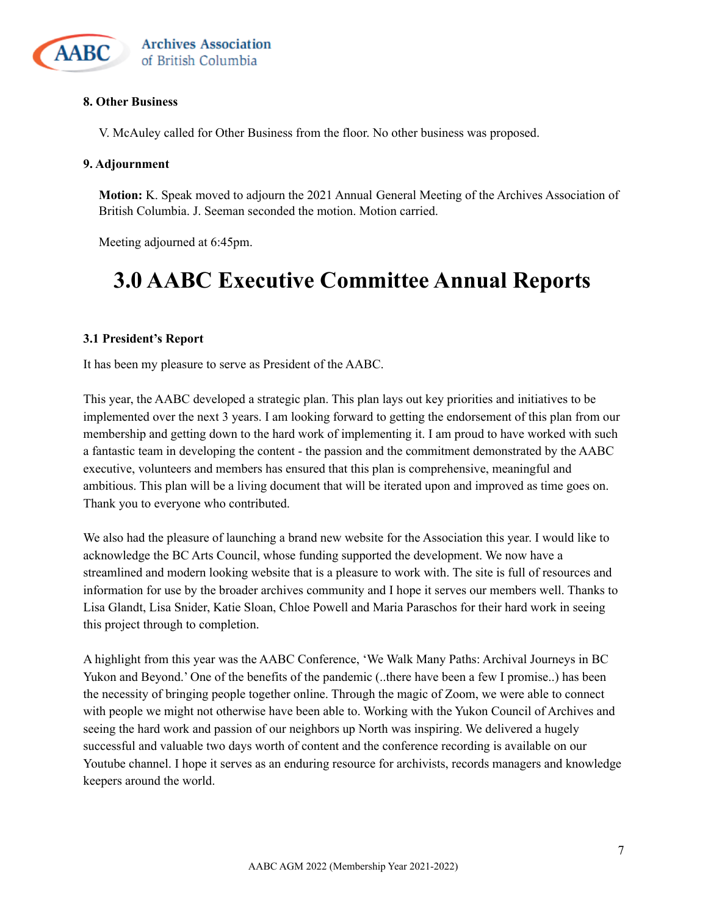**8. Other Business**

V. McAuley called for Other Business from the floor. No other business was proposed.

**9. Adjournment**

**Motion:** K. Speak moved to adjourn the 2021 Annual General Meeting of the Archives Association of British Columbia. J. Seeman seconded the motion. Motion carried.

Meeting adjourned at 6:45pm.

# 3.0 AABC Executive Committee Annual Reports

### 3.1 President's Report

It has been my pleasure to serve as President of the AABC.

This year, the AABC developed a strategic plan. This plan lays out key priorities and initiatives to be implemented over the next 3 years. I am looking forward to getting the endorsement of this plan from our membership and getting down to the hard work of implementing it. I am proud to have worked with such a fantastic team in developing the content - the passion and the commitment demonstrated by the AABC executive, volunteers and members has ensured that this plan is comprehensive, meaningful and ambitious. This plan will be a living document that will be iterated upon and improved as time goes on. Thank you to everyone who contributed.

We also had the pleasure of launching a brand new website for the Association this year. I would like to acknowledge the BC Arts Council, whose funding supported the development. We now have a streamlined and modern looking website that is a pleasure to work with. The site is full of resources and information for use by the broader archives community and I hope it serves our members well. Thanks to Lisa Glandt, Lisa Snider, Katie Sloan, Chloe Powell and Maria Paraschos for their hard work in seeing this project through to completion.

A highlight from this year was the AABC Conference, 'We Walk Many Paths: Archival Journeys in BC Yukon and Beyond.' One of the benefits of the pandemic (..there have been a few I promise..) has been the necessity of bringing people together online. Through the magic of Zoom, we were able to connect with people we might not otherwise have been able to. Working with the Yukon Council of Archives and seeing the hard work and passion of our neighbors up North was inspiring. We delivered a hugely successful and valuable two days worth of content and the conference recording is available on our Youtube channel. I hope it serves as an enduring resource for archivists, records managers and knowledge keepers around the world.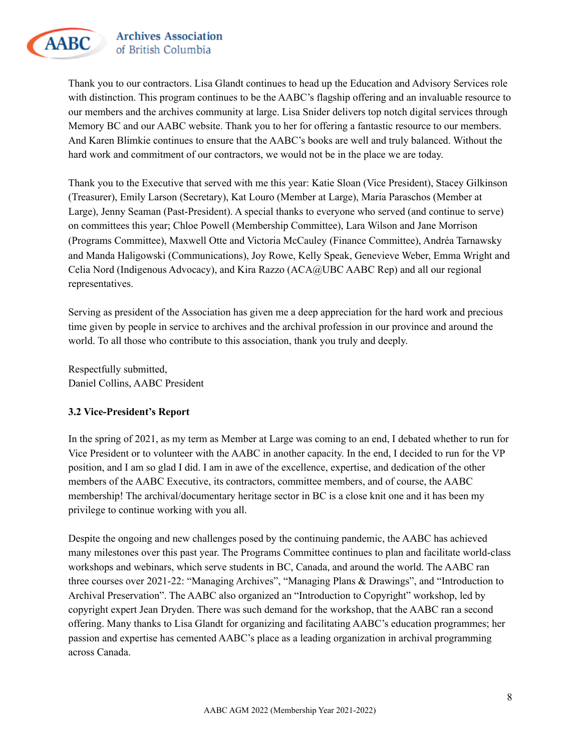Thank you to our contractors. Lisa Glandt continues to head up the Education and Advisory Services role with distinction. This program continues to be the AABC's flagship offering and an invaluable resource to our members and the archives community at large. Lisa Snider delivers top notch digital services through Memory BC and our AABC website. Thank you to her for offering a fantastic resource to our members. And Karen Blimkie continues to ensure that the AABC's books are well and truly balanced. Without the hard work and commitment of our contractors, we would not be in the place we are today.

Thank you to the Executive that served with me this year: Katie Sloan (Vice President), Stacey Gilkinson (Treasurer), Emily Larson (Secretary), Kat Louro (Member at Large), Maria Paraschos (Member at Large), Jenny Seaman (Past-President). A special thanks to everyone who served (and continue to serve) on committees this year; Chloe Powell (Membership Committee), Lara Wilson and Jane Morrison (Programs Committee), Maxwell Otte and Victoria McCauley (Finance Committee), Andréa Tarnawsky and Manda Haligowski (Communications), Joy Rowe, Kelly Speak, Genevieve Weber, Emma Wright and Celia Nord (Indigenous Advocacy), and Kira Razzo (ACA@UBC AABC Rep) and all our regional representatives.

Serving as president of the Association has given me a deep appreciation for the hard work and precious time given by people in service to archives and the archival profession in our province and around the world. To all those who contribute to this association, thank you truly and deeply.

Respectfully submitted,
Daniel Collins, AABC President

**3.2 Vice-President's Report**

In the spring of 2021, as my term as Member at Large was coming to an end, I debated whether to run for Vice President or to volunteer with the AABC in another capacity. In the end, I decided to run for the VP position, and I am so glad I did. I am in awe of the excellence, expertise, and dedication of the other members of the AABC Executive, its contractors, committee members, and of course, the AABC membership! The archival/documentary heritage sector in BC is a close knit one and it has been my privilege to continue working with you all.

Despite the ongoing and new challenges posed by the continuing pandemic, the AABC has achieved many milestones over this past year. The Programs Committee continues to plan and facilitate world-class workshops and webinars, which serve students in BC, Canada, and around the world. The AABC ran three courses over 2021-22: "Managing Archives", "Managing Plans & Drawings", and "Introduction to Archival Preservation". The AABC also organized an "Introduction to Copyright" workshop, led by copyright expert Jean Dryden. There was such demand for the workshop, that the AABC ran a second offering. Many thanks to Lisa Glandt for organizing and facilitating AABC's education programmes; her passion and expertise has cemented AABC's place as a leading organization in archival programming across Canada.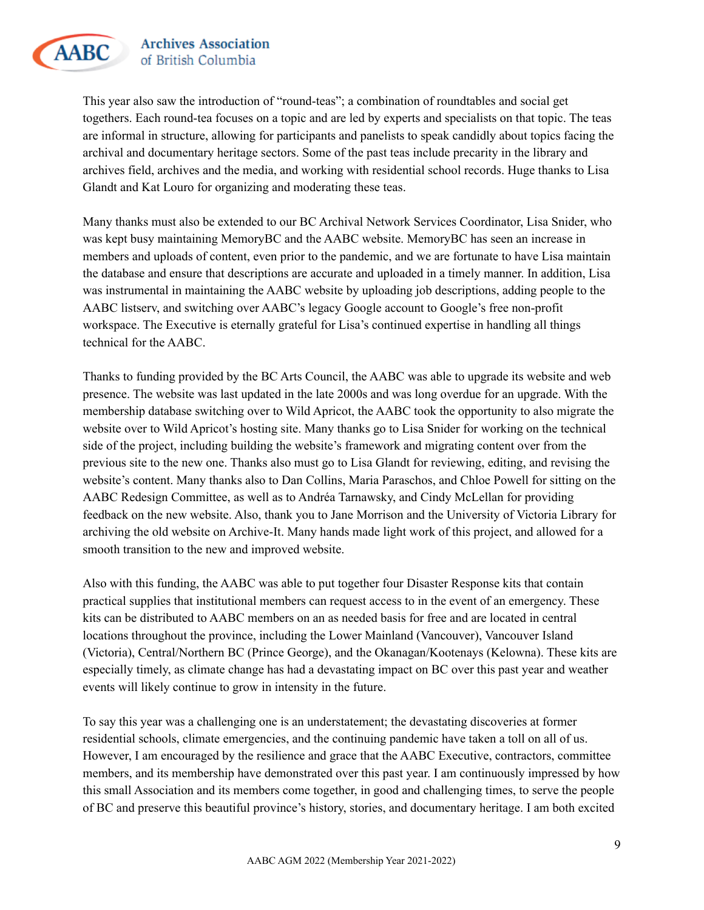This year also saw the introduction of "round-teas"; a combination of roundtables and social get togethers. Each round-tea focuses on a topic and are led by experts and specialists on that topic. The teas are informal in structure, allowing for participants and panelists to speak candidly about topics facing the archival and documentary heritage sectors. Some of the past teas include precarity in the library and archives field, archives and the media, and working with residential school records. Huge thanks to Lisa Glandt and Kat Louro for organizing and moderating these teas.

Many thanks must also be extended to our BC Archival Network Services Coordinator, Lisa Snider, who was kept busy maintaining MemoryBC and the AABC website. MemoryBC has seen an increase in members and uploads of content, even prior to the pandemic, and we are fortunate to have Lisa maintain the database and ensure that descriptions are accurate and uploaded in a timely manner. In addition, Lisa was instrumental in maintaining the AABC website by uploading job descriptions, adding people to the AABC listserv, and switching over AABC's legacy Google account to Google's free non-profit workspace. The Executive is eternally grateful for Lisa's continued expertise in handling all things technical for the AABC.

Thanks to funding provided by the BC Arts Council, the AABC was able to upgrade its website and web presence. The website was last updated in the late 2000s and was long overdue for an upgrade. With the membership database switching over to Wild Apricot, the AABC took the opportunity to also migrate the website over to Wild Apricot's hosting site. Many thanks go to Lisa Snider for working on the technical side of the project, including building the website's framework and migrating content over from the previous site to the new one. Thanks also must go to Lisa Glandt for reviewing, editing, and revising the website's content. Many thanks also to Dan Collins, Maria Paraschos, and Chloe Powell for sitting on the AABC Redesign Committee, as well as to Andréa Tarnawsky, and Cindy McLellan for providing feedback on the new website. Also, thank you to Jane Morrison and the University of Victoria Library for archiving the old website on Archive-It. Many hands made light work of this project, and allowed for a smooth transition to the new and improved website.

Also with this funding, the AABC was able to put together four Disaster Response kits that contain practical supplies that institutional members can request access to in the event of an emergency. These kits can be distributed to AABC members on an as needed basis for free and are located in central locations throughout the province, including the Lower Mainland (Vancouver), Vancouver Island (Victoria), Central/Northern BC (Prince George), and the Okanagan/Kootenays (Kelowna). These kits are especially timely, as climate change has had a devastating impact on BC over this past year and weather events will likely continue to grow in intensity in the future.

To say this year was a challenging one is an understatement; the devastating discoveries at former residential schools, climate emergencies, and the continuing pandemic have taken a toll on all of us. However, I am encouraged by the resilience and grace that the AABC Executive, contractors, committee members, and its membership have demonstrated over this past year. I am continuously impressed by how this small Association and its members come together, in good and challenging times, to serve the people of BC and preserve this beautiful province's history, stories, and documentary heritage. I am both excited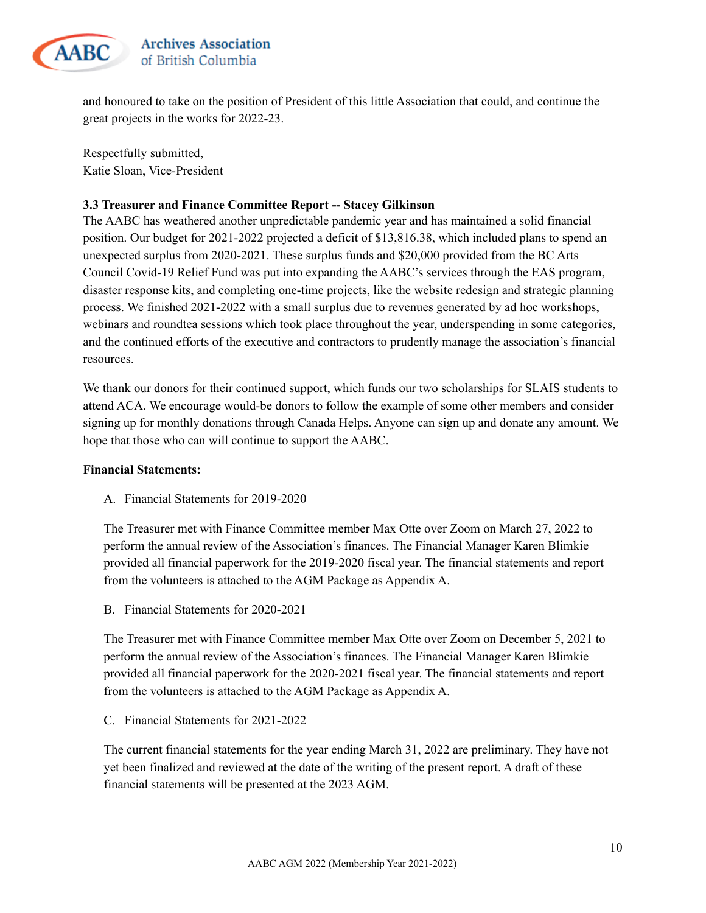and honoured to take on the position of President of this little Association that could, and continue the great projects in the works for 2022-23.

Respectfully submitted,
Katie Sloan, Vice-President

**3.3 Treasurer and Finance Committee Report -- Stacey Gilkinson**

The AABC has weathered another unpredictable pandemic year and has maintained a solid financial position. Our budget for 2021-2022 projected a deficit of $13,816.38, which included plans to spend an unexpected surplus from 2020-2021. These surplus funds and $20,000 provided from the BC Arts Council Covid-19 Relief Fund was put into expanding the AABC's services through the EAS program, disaster response kits, and completing one-time projects, like the website redesign and strategic planning process. We finished 2021-2022 with a small surplus due to revenues generated by ad hoc workshops, webinars and roundtea sessions which took place throughout the year, underspending in some categories, and the continued efforts of the executive and contractors to prudently manage the association's financial resources.

We thank our donors for their continued support, which funds our two scholarships for SLAIS students to attend ACA. We encourage would-be donors to follow the example of some other members and consider signing up for monthly donations through Canada Helps. Anyone can sign up and donate any amount. We hope that those who can will continue to support the AABC.

**Financial Statements:**

A. Financial Statements for 2019-2020

The Treasurer met with Finance Committee member Max Otte over Zoom on March 27, 2022 to perform the annual review of the Association's finances. The Financial Manager Karen Blimkie provided all financial paperwork for the 2019-2020 fiscal year. The financial statements and report from the volunteers is attached to the AGM Package as Appendix A.

B. Financial Statements for 2020-2021

The Treasurer met with Finance Committee member Max Otte over Zoom on December 5, 2021 to perform the annual review of the Association's finances. The Financial Manager Karen Blimkie provided all financial paperwork for the 2020-2021 fiscal year. The financial statements and report from the volunteers is attached to the AGM Package as Appendix A.

C. Financial Statements for 2021-2022

The current financial statements for the year ending March 31, 2022 are preliminary. They have not yet been finalized and reviewed at the date of the writing of the present report. A draft of these financial statements will be presented at the 2023 AGM.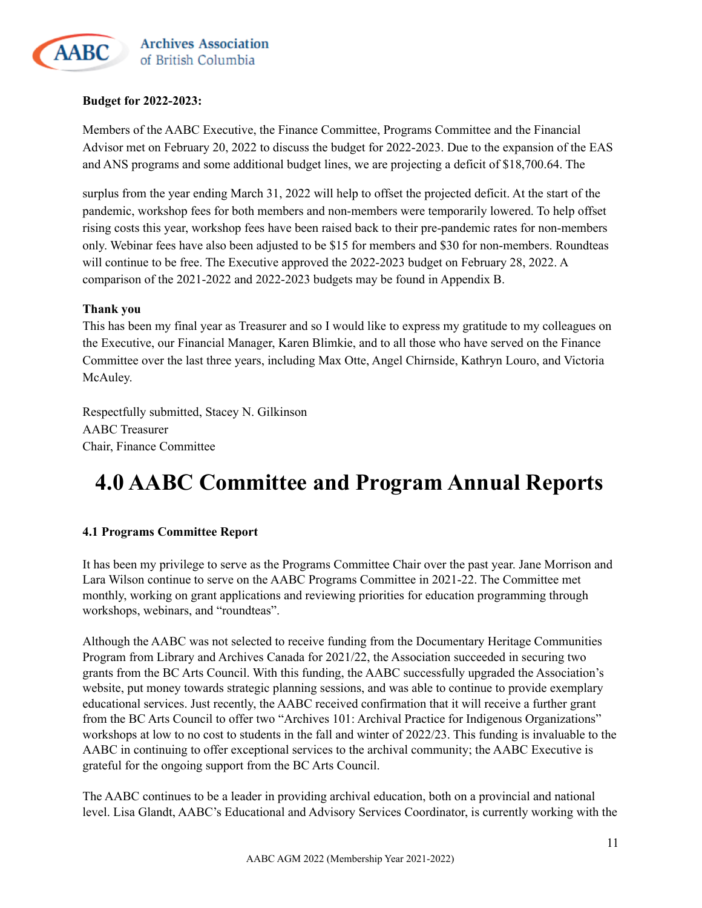**Budget for 2022-2023:**

Members of the AABC Executive, the Finance Committee, Programs Committee and the Financial Advisor met on February 20, 2022 to discuss the budget for 2022-2023. Due to the expansion of the EAS and ANS programs and some additional budget lines, we are projecting a deficit of $18,700.64. The surplus from the year ending March 31, 2022 will help to offset the projected deficit. At the start of the pandemic, workshop fees for both members and non-members were temporarily lowered. To help offset rising costs this year, workshop fees have been raised back to their pre-pandemic rates for non-members only. Webinar fees have also been adjusted to be $15 for members and $30 for non-members. Roundteas will continue to be free. The Executive approved the 2022-2023 budget on February 28, 2022. A comparison of the 2021-2022 and 2022-2023 budgets may be found in Appendix B.

**Thank you**

This has been my final year as Treasurer and so I would like to express my gratitude to my colleagues on the Executive, our Financial Manager, Karen Blimkie, and to all those who have served on the Finance Committee over the last three years, including Max Otte, Angel Chirnside, Kathryn Louro, and Victoria McAuley.

Respectfully submitted, Stacey N. Gilkinson
AABC Treasurer
Chair, Finance Committee

# 4.0 AABC Committee and Program Annual Reports

**4.1 Programs Committee Report**

It has been my privilege to serve as the Programs Committee Chair over the past year. Jane Morrison and Lara Wilson continue to serve on the AABC Programs Committee in 2021-22. The Committee met monthly, working on grant applications and reviewing priorities for education programming through workshops, webinars, and "roundteas".

Although the AABC was not selected to receive funding from the Documentary Heritage Communities Program from Library and Archives Canada for 2021/22, the Association succeeded in securing two grants from the BC Arts Council. With this funding, the AABC successfully upgraded the Association's website, put money towards strategic planning sessions, and was able to continue to provide exemplary educational services. Just recently, the AABC received confirmation that it will receive a further grant from the BC Arts Council to offer two "Archives 101: Archival Practice for Indigenous Organizations" workshops at low to no cost to students in the fall and winter of 2022/23. This funding is invaluable to the AABC in continuing to offer exceptional services to the archival community; the AABC Executive is grateful for the ongoing support from the BC Arts Council.

The AABC continues to be a leader in providing archival education, both on a provincial and national level. Lisa Glandt, AABC's Educational and Advisory Services Coordinator, is currently working with the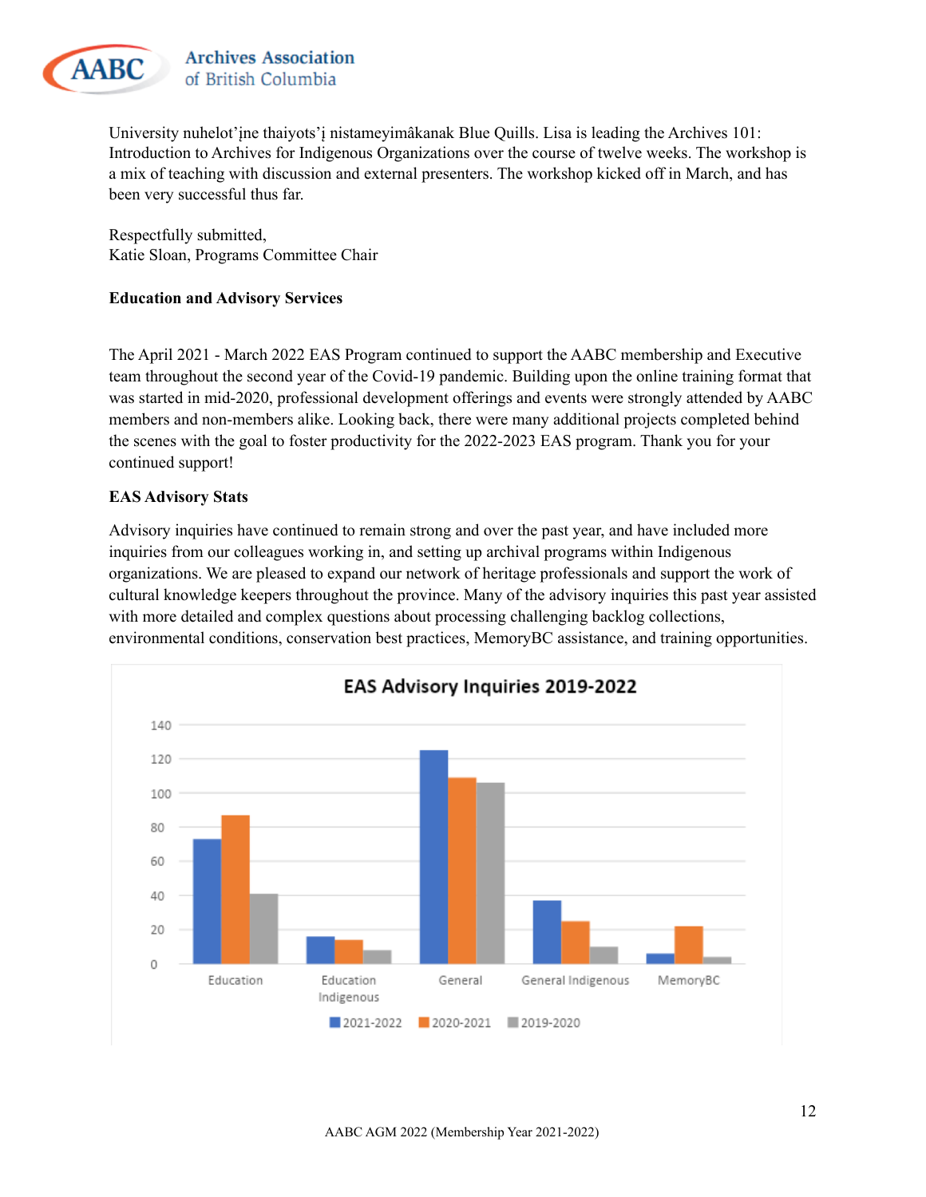University nuhelot'įne thaiyots'į nistameyimâkanak Blue Quills. Lisa is leading the Archives 101: Introduction to Archives for Indigenous Organizations over the course of twelve weeks. The workshop is a mix of teaching with discussion and external presenters. The workshop kicked off in March, and has been very successful thus far.

Respectfully submitted,
Katie Sloan, Programs Committee Chair

**Education and Advisory Services**

The April 2021 - March 2022 EAS Program continued to support the AABC membership and Executive team throughout the second year of the Covid-19 pandemic. Building upon the online training format that was started in mid-2020, professional development offerings and events were strongly attended by AABC members and non-members alike. Looking back, there were many additional projects completed behind the scenes with the goal to foster productivity for the 2022-2023 EAS program. Thank you for your continued support!

**EAS Advisory Stats**

Advisory inquiries have continued to remain strong and over the past year, and have included more inquiries from our colleagues working in, and setting up archival programs within Indigenous organizations. We are pleased to expand our network of heritage professionals and support the work of cultural knowledge keepers throughout the province. Many of the advisory inquiries this past year assisted with more detailed and complex questions about processing challenging backlog collections, environmental conditions, conservation best practices, MemoryBC assistance, and training opportunities.

**EAS Advisory Inquiries 2019-2022**

| | 2021-2022 | 2020-2021 | 2019-2020 |
|---|---|---|---|
| Education | 73 | 87 | 41 |
| Education Indigenous | 16 | 14 | 8 |
| General | 125 | 109 | 106 |
| General Indigenous | 37 | 25 | 10 |
| MemoryBC | 6 | 22 | 4 |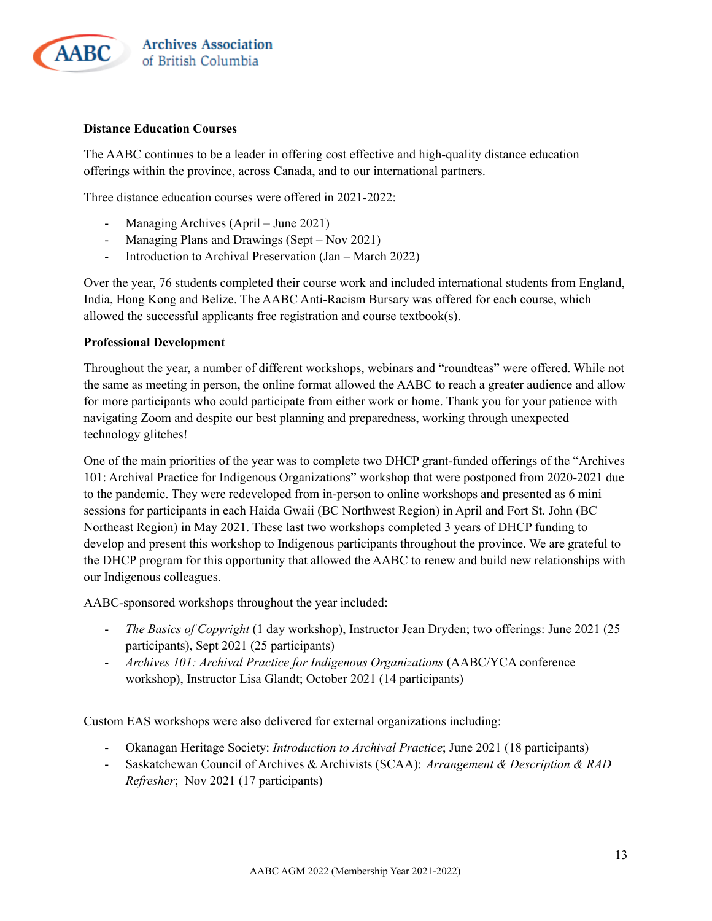**Distance Education Courses**

The AABC continues to be a leader in offering cost effective and high-quality distance education offerings within the province, across Canada, and to our international partners.

Three distance education courses were offered in 2021-2022:

- Managing Archives (April – June 2021)
- Managing Plans and Drawings (Sept – Nov 2021)
- Introduction to Archival Preservation (Jan – March 2022)

Over the year, 76 students completed their course work and included international students from England, India, Hong Kong and Belize. The AABC Anti-Racism Bursary was offered for each course, which allowed the successful applicants free registration and course textbook(s).

**Professional Development**

Throughout the year, a number of different workshops, webinars and "roundteas" were offered. While not the same as meeting in person, the online format allowed the AABC to reach a greater audience and allow for more participants who could participate from either work or home. Thank you for your patience with navigating Zoom and despite our best planning and preparedness, working through unexpected technology glitches!

One of the main priorities of the year was to complete two DHCP grant-funded offerings of the "Archives 101: Archival Practice for Indigenous Organizations" workshop that were postponed from 2020-2021 due to the pandemic. They were redeveloped from in-person to online workshops and presented as 6 mini sessions for participants in each Haida Gwaii (BC Northwest Region) in April and Fort St. John (BC Northeast Region) in May 2021. These last two workshops completed 3 years of DHCP funding to develop and present this workshop to Indigenous participants throughout the province. We are grateful to the DHCP program for this opportunity that allowed the AABC to renew and build new relationships with our Indigenous colleagues.

AABC-sponsored workshops throughout the year included:

- *The Basics of Copyright* (1 day workshop), Instructor Jean Dryden; two offerings: June 2021 (25 participants), Sept 2021 (25 participants)
- *Archives 101: Archival Practice for Indigenous Organizations* (AABC/YCA conference workshop), Instructor Lisa Glandt; October 2021 (14 participants)

Custom EAS workshops were also delivered for external organizations including:

- Okanagan Heritage Society: *Introduction to Archival Practice*; June 2021 (18 participants)
- Saskatchewan Council of Archives & Archivists (SCAA): *Arrangement & Description & RAD Refresher*; Nov 2021 (17 participants)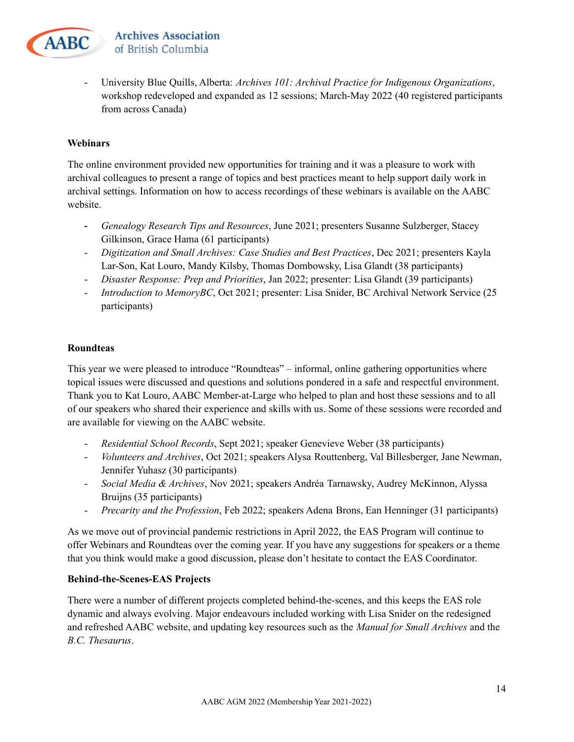- University Blue Quills, Alberta: *Archives 101: Archival Practice for Indigenous Organizations*, workshop redeveloped and expanded as 12 sessions; March-May 2022 (40 registered participants from across Canada)

**Webinars**

The online environment provided new opportunities for training and it was a pleasure to work with archival colleagues to present a range of topics and best practices meant to help support daily work in archival settings. Information on how to access recordings of these webinars is available on the AABC website.

- *Genealogy Research Tips and Resources*, June 2021; presenters Susanne Sulzberger, Stacey Gilkinson, Grace Hama (61 participants)
- *Digitization and Small Archives: Case Studies and Best Practices*, Dec 2021; presenters Kayla Lar-Son, Kat Louro, Mandy Kilsby, Thomas Dombowsky, Lisa Glandt (38 participants)
- *Disaster Response: Prep and Priorities*, Jan 2022; presenter: Lisa Glandt (39 participants)
- *Introduction to MemoryBC*, Oct 2021; presenter: Lisa Snider, BC Archival Network Service (25 participants)

**Roundteas**

This year we were pleased to introduce "Roundteas" – informal, online gathering opportunities where topical issues were discussed and questions and solutions pondered in a safe and respectful environment. Thank you to Kat Louro, AABC Member-at-Large who helped to plan and host these sessions and to all of our speakers who shared their experience and skills with us. Some of these sessions were recorded and are available for viewing on the AABC website.

- *Residential School Records*, Sept 2021; speaker Genevieve Weber (38 participants)
- *Volunteers and Archives*, Oct 2021; speakers Alysa Routtenberg, Val Billesberger, Jane Newman, Jennifer Yuhasz (30 participants)
- *Social Media & Archives*, Nov 2021; speakers Andréa Tarnawsky, Audrey McKinnon, Alyssa Bruijns (35 participants)
- *Precarity and the Profession*, Feb 2022; speakers Adena Brons, Ean Henninger (31 participants)

As we move out of provincial pandemic restrictions in April 2022, the EAS Program will continue to offer Webinars and Roundteas over the coming year. If you have any suggestions for speakers or a theme that you think would make a good discussion, please don't hesitate to contact the EAS Coordinator.

**Behind-the-Scenes-EAS Projects**

There were a number of different projects completed behind-the-scenes, and this keeps the EAS role dynamic and always evolving. Major endeavours included working with Lisa Snider on the redesigned and refreshed AABC website, and updating key resources such as the *Manual for Small Archives* and the *B.C. Thesaurus*.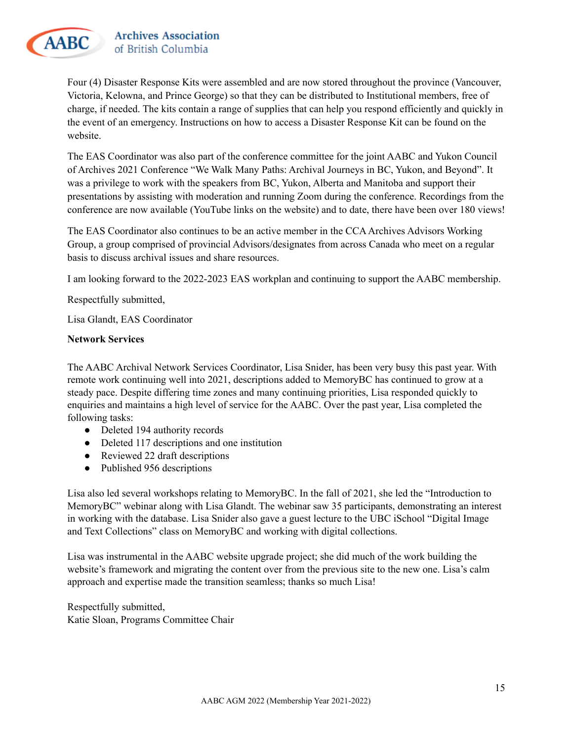Four (4) Disaster Response Kits were assembled and are now stored throughout the province (Vancouver, Victoria, Kelowna, and Prince George) so that they can be distributed to Institutional members, free of charge, if needed. The kits contain a range of supplies that can help you respond efficiently and quickly in the event of an emergency. Instructions on how to access a Disaster Response Kit can be found on the website.

The EAS Coordinator was also part of the conference committee for the joint AABC and Yukon Council of Archives 2021 Conference "We Walk Many Paths: Archival Journeys in BC, Yukon, and Beyond". It was a privilege to work with the speakers from BC, Yukon, Alberta and Manitoba and support their presentations by assisting with moderation and running Zoom during the conference. Recordings from the conference are now available (YouTube links on the website) and to date, there have been over 180 views!

The EAS Coordinator also continues to be an active member in the CCA Archives Advisors Working Group, a group comprised of provincial Advisors/designates from across Canada who meet on a regular basis to discuss archival issues and share resources.

I am looking forward to the 2022-2023 EAS workplan and continuing to support the AABC membership.

Respectfully submitted,

Lisa Glandt, EAS Coordinator

**Network Services**

The AABC Archival Network Services Coordinator, Lisa Snider, has been very busy this past year. With remote work continuing well into 2021, descriptions added to MemoryBC has continued to grow at a steady pace. Despite differing time zones and many continuing priorities, Lisa responded quickly to enquiries and maintains a high level of service for the AABC. Over the past year, Lisa completed the following tasks:

- Deleted 194 authority records
- Deleted 117 descriptions and one institution
- Reviewed 22 draft descriptions
- Published 956 descriptions

Lisa also led several workshops relating to MemoryBC. In the fall of 2021, she led the "Introduction to MemoryBC" webinar along with Lisa Glandt. The webinar saw 35 participants, demonstrating an interest in working with the database. Lisa Snider also gave a guest lecture to the UBC iSchool "Digital Image and Text Collections" class on MemoryBC and working with digital collections.

Lisa was instrumental in the AABC website upgrade project; she did much of the work building the website's framework and migrating the content over from the previous site to the new one. Lisa's calm approach and expertise made the transition seamless; thanks so much Lisa!

Respectfully submitted,
Katie Sloan, Programs Committee Chair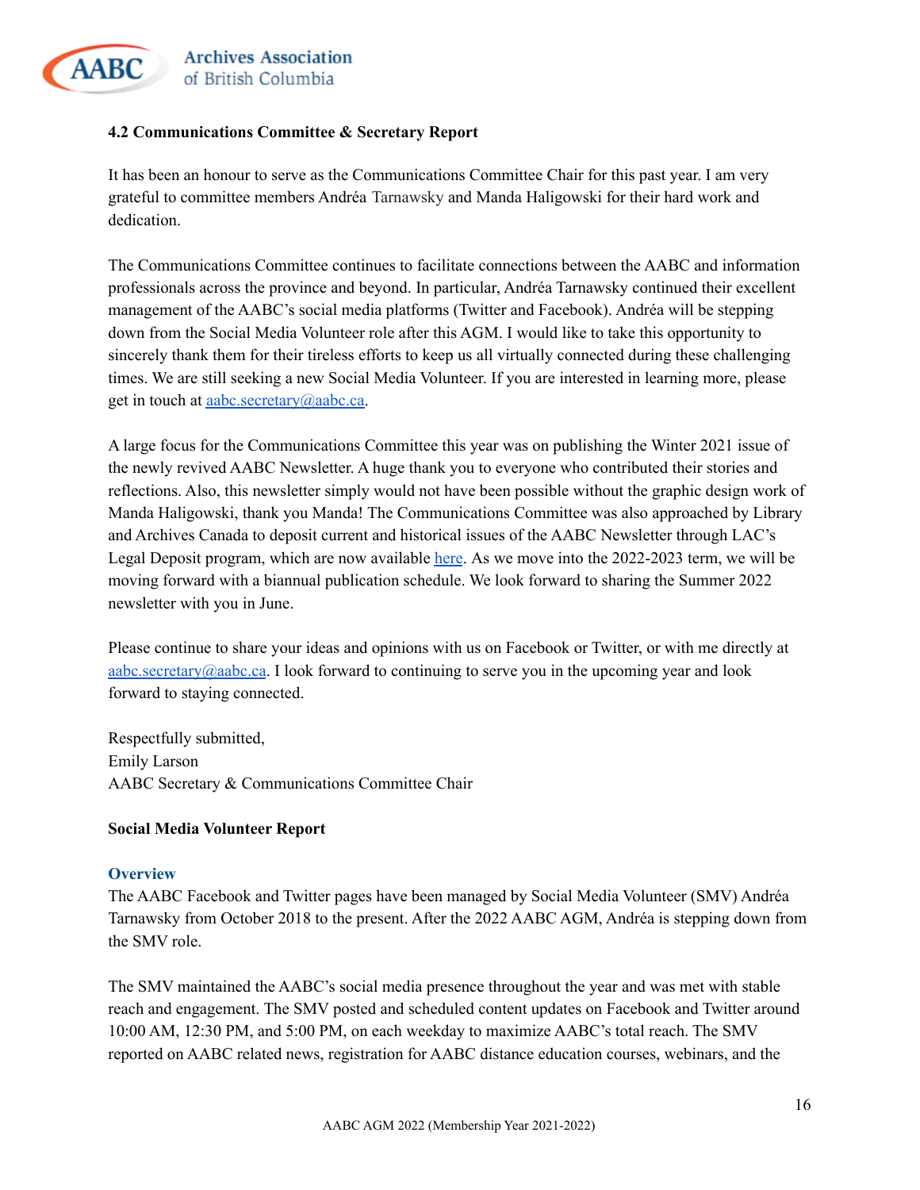### 4.2 Communications Committee & Secretary Report

It has been an honour to serve as the Communications Committee Chair for this past year. I am very grateful to committee members Andréa Tarnawsky and Manda Haligowski for their hard work and dedication.

The Communications Committee continues to facilitate connections between the AABC and information professionals across the province and beyond. In particular, Andréa Tarnawsky continued their excellent management of the AABC's social media platforms (Twitter and Facebook). Andréa will be stepping down from the Social Media Volunteer role after this AGM. I would like to take this opportunity to sincerely thank them for their tireless efforts to keep us all virtually connected during these challenging times. We are still seeking a new Social Media Volunteer. If you are interested in learning more, please get in touch at aabc.secretary@aabc.ca.

A large focus for the Communications Committee this year was on publishing the Winter 2021 issue of the newly revived AABC Newsletter. A huge thank you to everyone who contributed their stories and reflections. Also, this newsletter simply would not have been possible without the graphic design work of Manda Haligowski, thank you Manda! The Communications Committee was also approached by Library and Archives Canada to deposit current and historical issues of the AABC Newsletter through LAC's Legal Deposit program, which are now available here. As we move into the 2022-2023 term, we will be moving forward with a biannual publication schedule. We look forward to sharing the Summer 2022 newsletter with you in June.

Please continue to share your ideas and opinions with us on Facebook or Twitter, or with me directly at aabc.secretary@aabc.ca. I look forward to continuing to serve you in the upcoming year and look forward to staying connected.

Respectfully submitted,
Emily Larson
AABC Secretary & Communications Committee Chair

**Social Media Volunteer Report**

**Overview**

The AABC Facebook and Twitter pages have been managed by Social Media Volunteer (SMV) Andréa Tarnawsky from October 2018 to the present. After the 2022 AABC AGM, Andréa is stepping down from the SMV role.

The SMV maintained the AABC's social media presence throughout the year and was met with stable reach and engagement. The SMV posted and scheduled content updates on Facebook and Twitter around 10:00 AM, 12:30 PM, and 5:00 PM, on each weekday to maximize AABC's total reach. The SMV reported on AABC related news, registration for AABC distance education courses, webinars, and the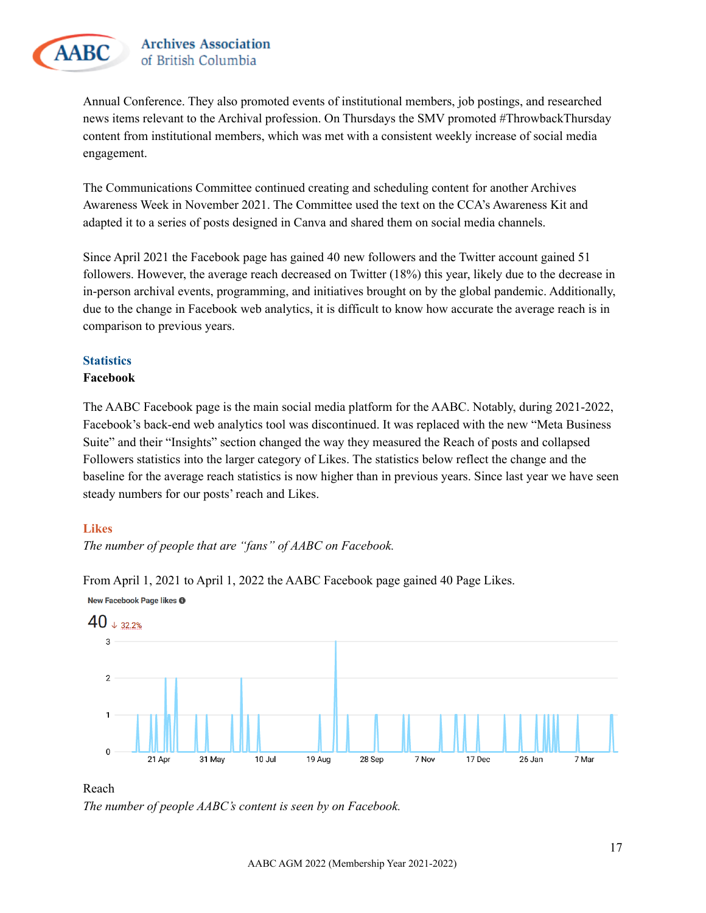Annual Conference. They also promoted events of institutional members, job postings, and researched news items relevant to the Archival profession. On Thursdays the SMV promoted #ThrowbackThursday content from institutional members, which was met with a consistent weekly increase of social media engagement.

The Communications Committee continued creating and scheduling content for another Archives Awareness Week in November 2021. The Committee used the text on the CCA's Awareness Kit and adapted it to a series of posts designed in Canva and shared them on social media channels.

Since April 2021 the Facebook page has gained 40 new followers and the Twitter account gained 51 followers. However, the average reach decreased on Twitter (18%) this year, likely due to the decrease in in-person archival events, programming, and initiatives brought on by the global pandemic. Additionally, due to the change in Facebook web analytics, it is difficult to know how accurate the average reach is in comparison to previous years.

## Statistics

### Facebook

The AABC Facebook page is the main social media platform for the AABC. Notably, during 2021-2022, Facebook's back-end web analytics tool was discontinued. It was replaced with the new "Meta Business Suite" and their "Insights" section changed the way they measured the Reach of posts and collapsed Followers statistics into the larger category of Likes. The statistics below reflect the change and the baseline for the average reach statistics is now higher than in previous years. Since last year we have seen steady numbers for our posts' reach and Likes.

#### Likes

*The number of people that are "fans" of AABC on Facebook.*

From April 1, 2021 to April 1, 2022 the AABC Facebook page gained 40 Page Likes.

New Facebook Page likes

40 ↓ 32.2%

Reach

*The number of people AABC's content is seen by on Facebook.*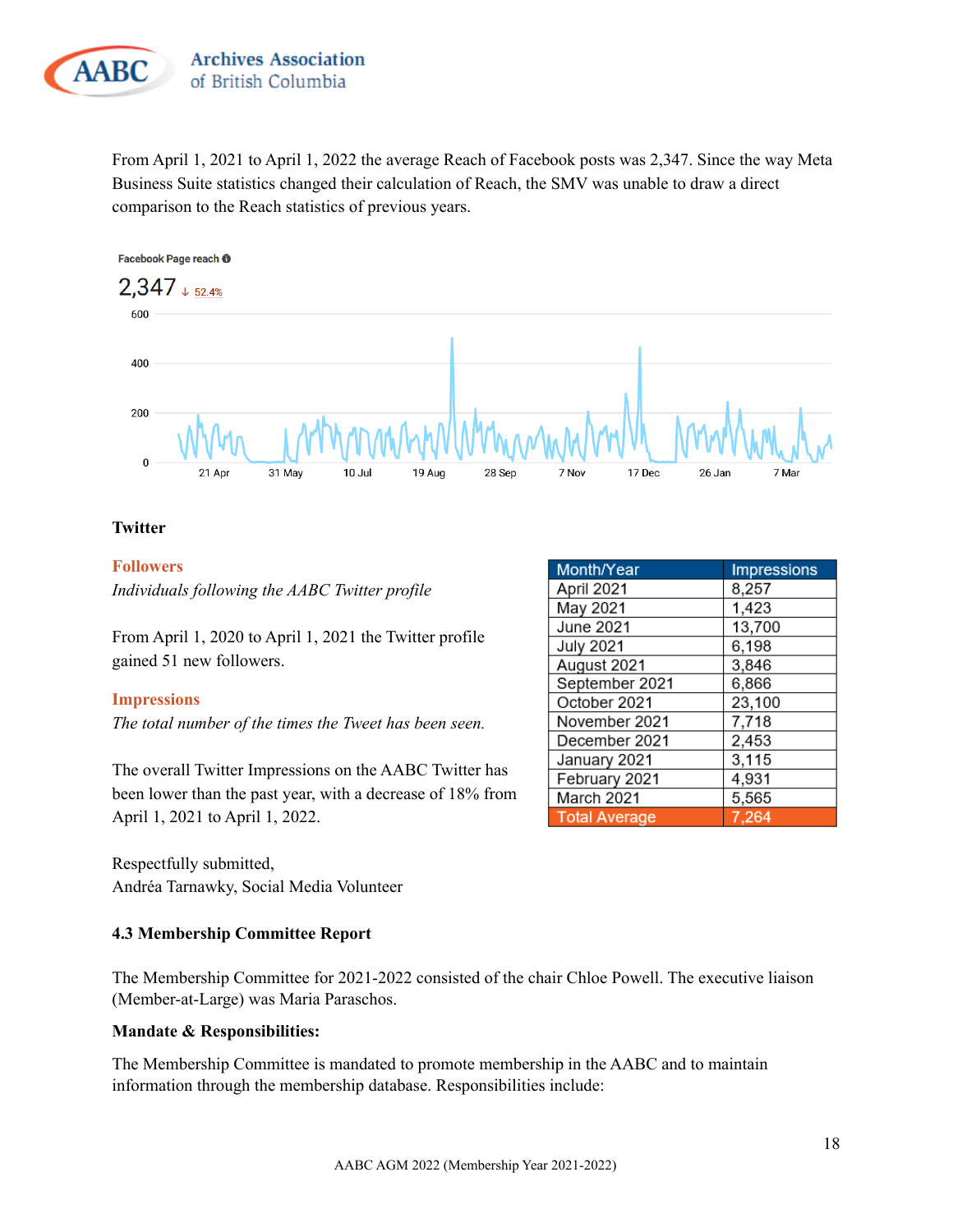From April 1, 2021 to April 1, 2022 the average Reach of Facebook posts was 2,347. Since the way Meta Business Suite statistics changed their calculation of Reach, the SMV was unable to draw a direct comparison to the Reach statistics of previous years.

### Twitter

**Followers**

*Individuals following the AABC Twitter profile*

From April 1, 2020 to April 1, 2021 the Twitter profile gained 51 new followers.

**Impressions**

*The total number of the times the Tweet has been seen.*

The overall Twitter Impressions on the AABC Twitter has been lower than the past year, with a decrease of 18% from April 1, 2021 to April 1, 2022.

| Month/Year | Impressions |
|---|---|
| April 2021 | 8,257 |
| May 2021 | 1,423 |
| June 2021 | 13,700 |
| July 2021 | 6,198 |
| August 2021 | 3,846 |
| September 2021 | 6,866 |
| October 2021 | 23,100 |
| November 2021 | 7,718 |
| December 2021 | 2,453 |
| January 2021 | 3,115 |
| February 2021 | 4,931 |
| March 2021 | 5,565 |
| Total Average | 7,264 |

Respectfully submitted,
Andréa Tarnawky, Social Media Volunteer

### 4.3 Membership Committee Report

The Membership Committee for 2021-2022 consisted of the chair Chloe Powell. The executive liaison (Member-at-Large) was Maria Paraschos.

**Mandate & Responsibilities:**

The Membership Committee is mandated to promote membership in the AABC and to maintain information through the membership database. Responsibilities include: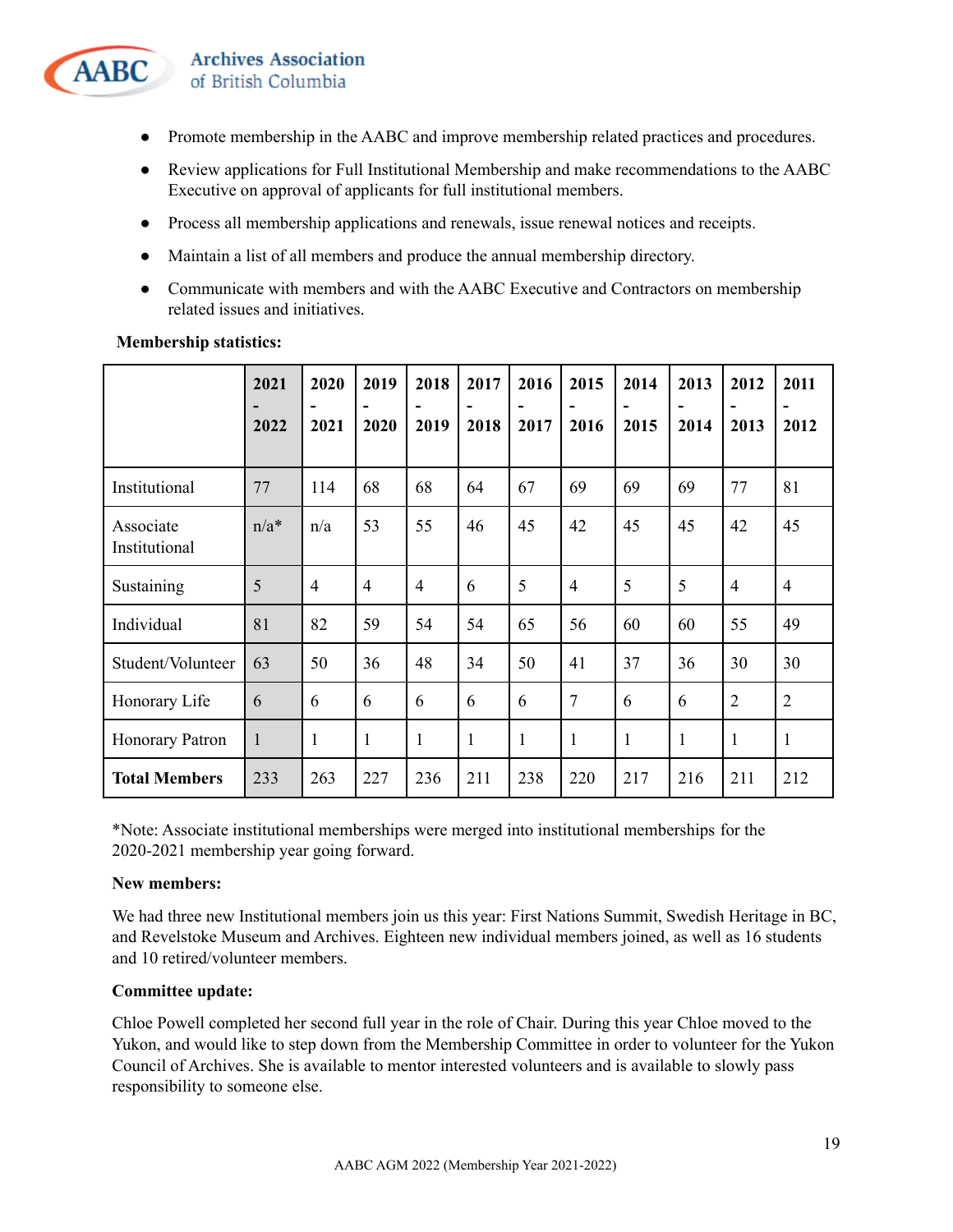- Promote membership in the AABC and improve membership related practices and procedures.
- Review applications for Full Institutional Membership and make recommendations to the AABC Executive on approval of applicants for full institutional members.
- Process all membership applications and renewals, issue renewal notices and receipts.
- Maintain a list of all members and produce the annual membership directory.
- Communicate with members and with the AABC Executive and Contractors on membership related issues and initiatives.

**Membership statistics:**

| | 2021 - 2022 | 2020 - 2021 | 2019 - 2020 | 2018 - 2019 | 2017 - 2018 | 2016 - 2017 | 2015 - 2016 | 2014 - 2015 | 2013 - 2014 | 2012 - 2013 | 2011 - 2012 |
|---|---|---|---|---|---|---|---|---|---|---|---|
| Institutional | 77 | 114 | 68 | 68 | 64 | 67 | 69 | 69 | 69 | 77 | 81 |
| Associate Institutional | n/a* | n/a | 53 | 55 | 46 | 45 | 42 | 45 | 45 | 42 | 45 |
| Sustaining | 5 | 4 | 4 | 4 | 6 | 5 | 4 | 5 | 5 | 4 | 4 |
| Individual | 81 | 82 | 59 | 54 | 54 | 65 | 56 | 60 | 60 | 55 | 49 |
| Student/Volunteer | 63 | 50 | 36 | 48 | 34 | 50 | 41 | 37 | 36 | 30 | 30 |
| Honorary Life | 6 | 6 | 6 | 6 | 6 | 6 | 7 | 6 | 6 | 2 | 2 |
| Honorary Patron | 1 | 1 | 1 | 1 | 1 | 1 | 1 | 1 | 1 | 1 | 1 |
| **Total Members** | 233 | 263 | 227 | 236 | 211 | 238 | 220 | 217 | 216 | 211 | 212 |

*Note: Associate institutional memberships were merged into institutional memberships for the 2020-2021 membership year going forward.

**New members:**

We had three new Institutional members join us this year: First Nations Summit, Swedish Heritage in BC, and Revelstoke Museum and Archives. Eighteen new individual members joined, as well as 16 students and 10 retired/volunteer members.

**Committee update:**

Chloe Powell completed her second full year in the role of Chair. During this year Chloe moved to the Yukon, and would like to step down from the Membership Committee in order to volunteer for the Yukon Council of Archives. She is available to mentor interested volunteers and is available to slowly pass responsibility to someone else.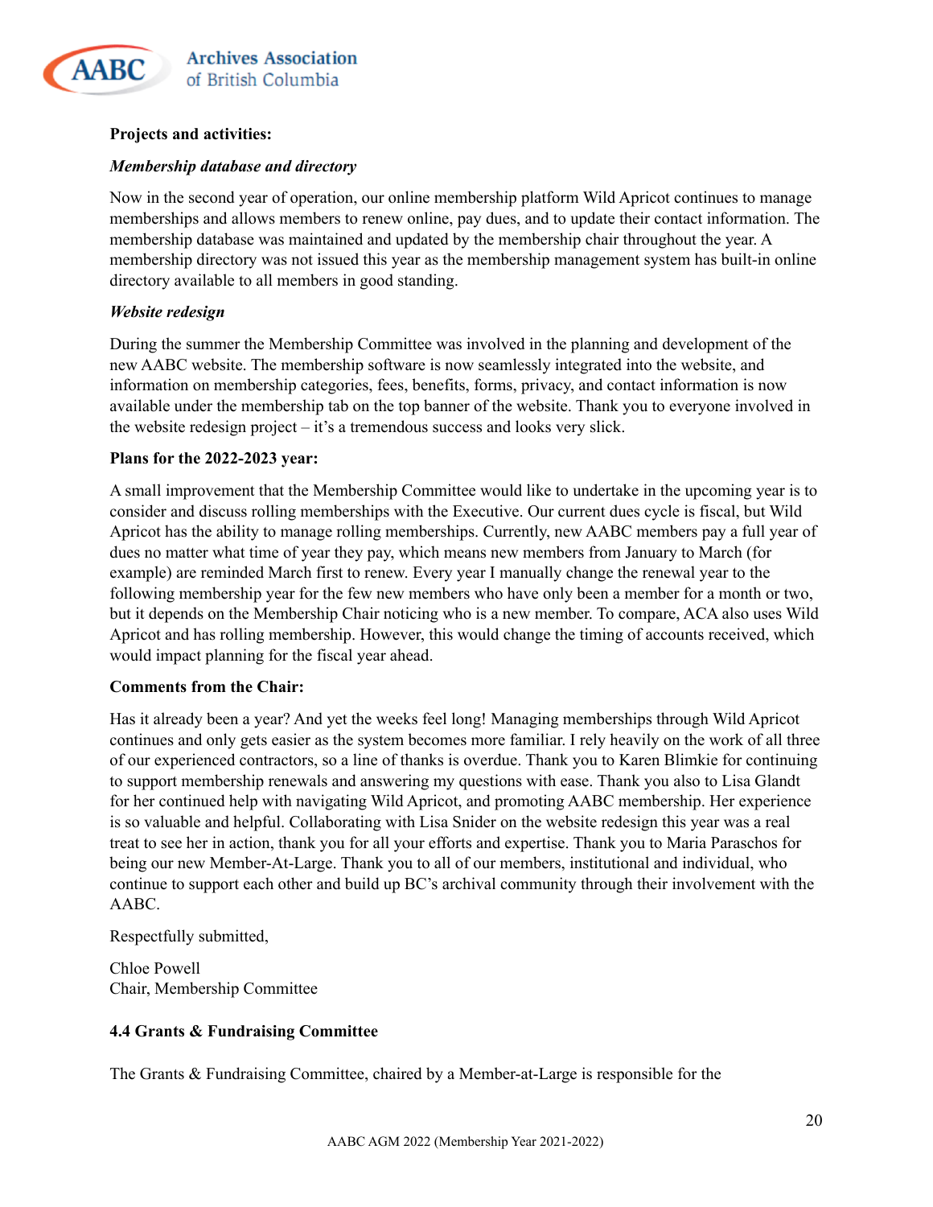**Projects and activities:**

***Membership database and directory***

Now in the second year of operation, our online membership platform Wild Apricot continues to manage memberships and allows members to renew online, pay dues, and to update their contact information. The membership database was maintained and updated by the membership chair throughout the year. A membership directory was not issued this year as the membership management system has built-in online directory available to all members in good standing.

***Website redesign***

During the summer the Membership Committee was involved in the planning and development of the new AABC website. The membership software is now seamlessly integrated into the website, and information on membership categories, fees, benefits, forms, privacy, and contact information is now available under the membership tab on the top banner of the website. Thank you to everyone involved in the website redesign project – it's a tremendous success and looks very slick.

**Plans for the 2022-2023 year:**

A small improvement that the Membership Committee would like to undertake in the upcoming year is to consider and discuss rolling memberships with the Executive. Our current dues cycle is fiscal, but Wild Apricot has the ability to manage rolling memberships. Currently, new AABC members pay a full year of dues no matter what time of year they pay, which means new members from January to March (for example) are reminded March first to renew. Every year I manually change the renewal year to the following membership year for the few new members who have only been a member for a month or two, but it depends on the Membership Chair noticing who is a new member. To compare, ACA also uses Wild Apricot and has rolling membership. However, this would change the timing of accounts received, which would impact planning for the fiscal year ahead.

**Comments from the Chair:**

Has it already been a year? And yet the weeks feel long! Managing memberships through Wild Apricot continues and only gets easier as the system becomes more familiar. I rely heavily on the work of all three of our experienced contractors, so a line of thanks is overdue. Thank you to Karen Blimkie for continuing to support membership renewals and answering my questions with ease. Thank you also to Lisa Glandt for her continued help with navigating Wild Apricot, and promoting AABC membership. Her experience is so valuable and helpful. Collaborating with Lisa Snider on the website redesign this year was a real treat to see her in action, thank you for all your efforts and expertise. Thank you to Maria Paraschos for being our new Member-At-Large. Thank you to all of our members, institutional and individual, who continue to support each other and build up BC's archival community through their involvement with the AABC.

Respectfully submitted,

Chloe Powell
Chair, Membership Committee

**4.4 Grants & Fundraising Committee**

The Grants & Fundraising Committee, chaired by a Member-at-Large is responsible for the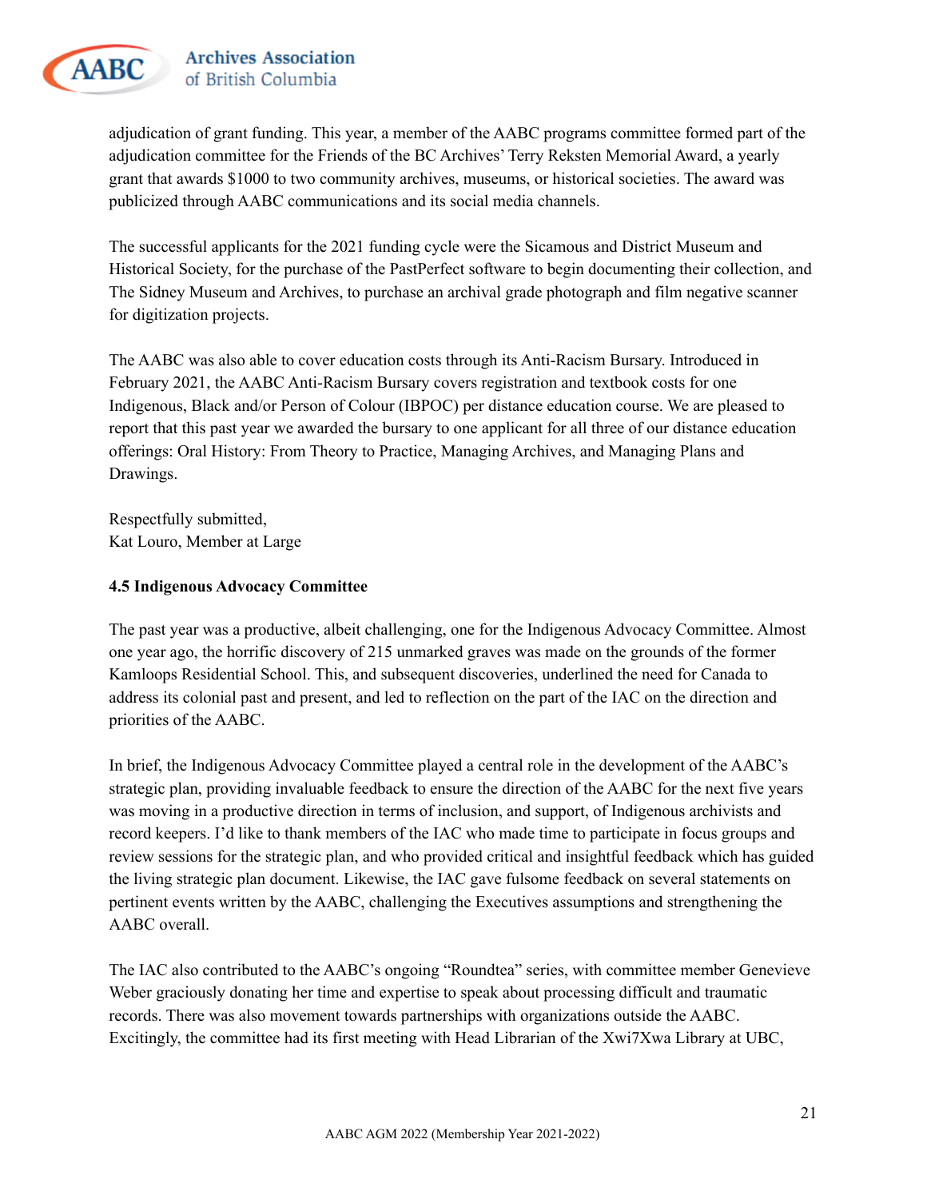adjudication of grant funding. This year, a member of the AABC programs committee formed part of the adjudication committee for the Friends of the BC Archives' Terry Reksten Memorial Award, a yearly grant that awards $1000 to two community archives, museums, or historical societies. The award was publicized through AABC communications and its social media channels.

The successful applicants for the 2021 funding cycle were the Sicamous and District Museum and Historical Society, for the purchase of the PastPerfect software to begin documenting their collection, and The Sidney Museum and Archives, to purchase an archival grade photograph and film negative scanner for digitization projects.

The AABC was also able to cover education costs through its Anti-Racism Bursary. Introduced in February 2021, the AABC Anti-Racism Bursary covers registration and textbook costs for one Indigenous, Black and/or Person of Colour (IBPOC) per distance education course. We are pleased to report that this past year we awarded the bursary to one applicant for all three of our distance education offerings: Oral History: From Theory to Practice, Managing Archives, and Managing Plans and Drawings.

Respectfully submitted,
Kat Louro, Member at Large

**4.5 Indigenous Advocacy Committee**

The past year was a productive, albeit challenging, one for the Indigenous Advocacy Committee. Almost one year ago, the horrific discovery of 215 unmarked graves was made on the grounds of the former Kamloops Residential School. This, and subsequent discoveries, underlined the need for Canada to address its colonial past and present, and led to reflection on the part of the IAC on the direction and priorities of the AABC.

In brief, the Indigenous Advocacy Committee played a central role in the development of the AABC's strategic plan, providing invaluable feedback to ensure the direction of the AABC for the next five years was moving in a productive direction in terms of inclusion, and support, of Indigenous archivists and record keepers. I'd like to thank members of the IAC who made time to participate in focus groups and review sessions for the strategic plan, and who provided critical and insightful feedback which has guided the living strategic plan document. Likewise, the IAC gave fulsome feedback on several statements on pertinent events written by the AABC, challenging the Executives assumptions and strengthening the AABC overall.

The IAC also contributed to the AABC's ongoing "Roundtea" series, with committee member Genevieve Weber graciously donating her time and expertise to speak about processing difficult and traumatic records. There was also movement towards partnerships with organizations outside the AABC. Excitingly, the committee had its first meeting with Head Librarian of the Xwi7Xwa Library at UBC,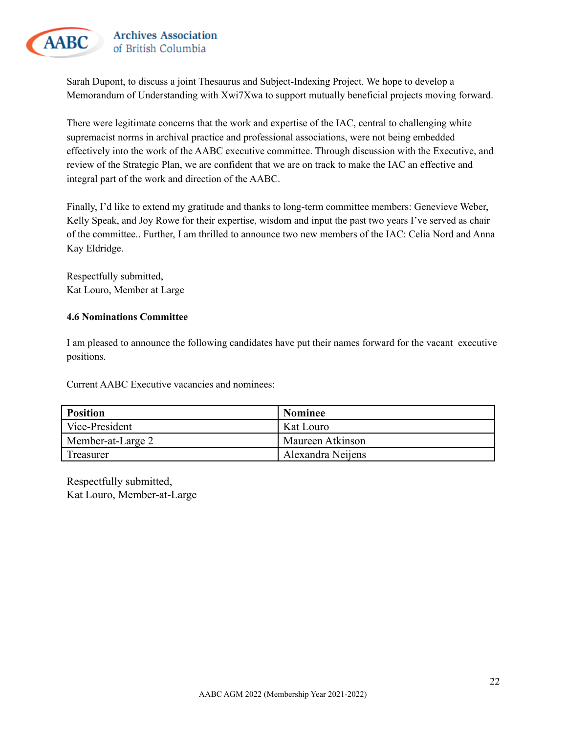Sarah Dupont, to discuss a joint Thesaurus and Subject-Indexing Project. We hope to develop a Memorandum of Understanding with Xwi7Xwa to support mutually beneficial projects moving forward.

There were legitimate concerns that the work and expertise of the IAC, central to challenging white supremacist norms in archival practice and professional associations, were not being embedded effectively into the work of the AABC executive committee. Through discussion with the Executive, and review of the Strategic Plan, we are confident that we are on track to make the IAC an effective and integral part of the work and direction of the AABC.

Finally, I'd like to extend my gratitude and thanks to long-term committee members: Genevieve Weber, Kelly Speak, and Joy Rowe for their expertise, wisdom and input the past two years I've served as chair of the committee.. Further, I am thrilled to announce two new members of the IAC: Celia Nord and Anna Kay Eldridge.

Respectfully submitted,
Kat Louro, Member at Large

**4.6 Nominations Committee**

I am pleased to announce the following candidates have put their names forward for the vacant executive positions.

Current AABC Executive vacancies and nominees:

| **Position** | **Nominee** |
| --- | --- |
| Vice-President | Kat Louro |
| Member-at-Large 2 | Maureen Atkinson |
| Treasurer | Alexandra Neijens |

Respectfully submitted,
Kat Louro, Member-at-Large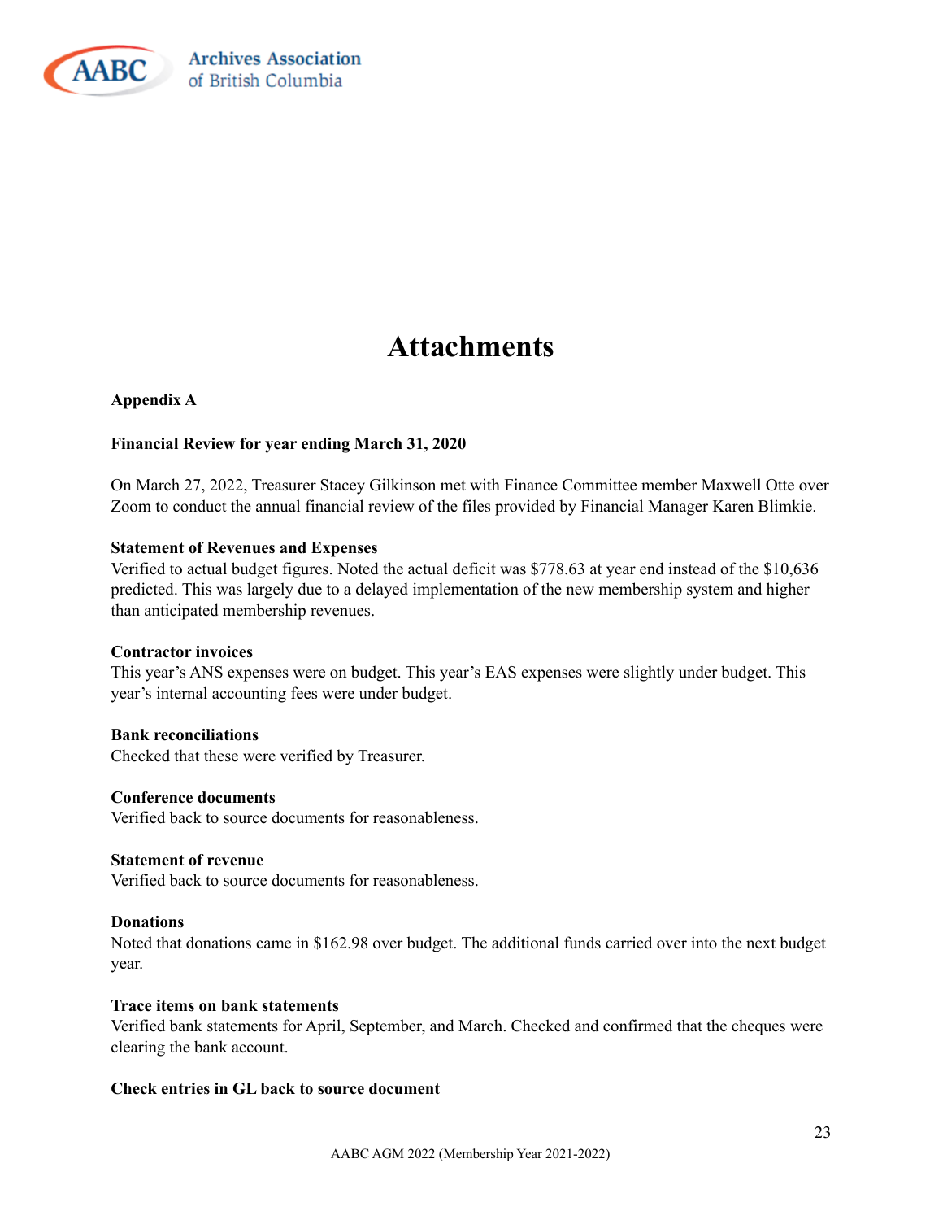# Attachments

**Appendix A**

**Financial Review for year ending March 31, 2020**

On March 27, 2022, Treasurer Stacey Gilkinson met with Finance Committee member Maxwell Otte over Zoom to conduct the annual financial review of the files provided by Financial Manager Karen Blimkie.

**Statement of Revenues and Expenses**
Verified to actual budget figures. Noted the actual deficit was $778.63 at year end instead of the $10,636 predicted. This was largely due to a delayed implementation of the new membership system and higher than anticipated membership revenues.

**Contractor invoices**
This year's ANS expenses were on budget. This year's EAS expenses were slightly under budget. This year's internal accounting fees were under budget.

**Bank reconciliations**
Checked that these were verified by Treasurer.

**Conference documents**
Verified back to source documents for reasonableness.

**Statement of revenue**
Verified back to source documents for reasonableness.

**Donations**
Noted that donations came in $162.98 over budget. The additional funds carried over into the next budget year.

**Trace items on bank statements**
Verified bank statements for April, September, and March. Checked and confirmed that the cheques were clearing the bank account.

**Check entries in GL back to source document**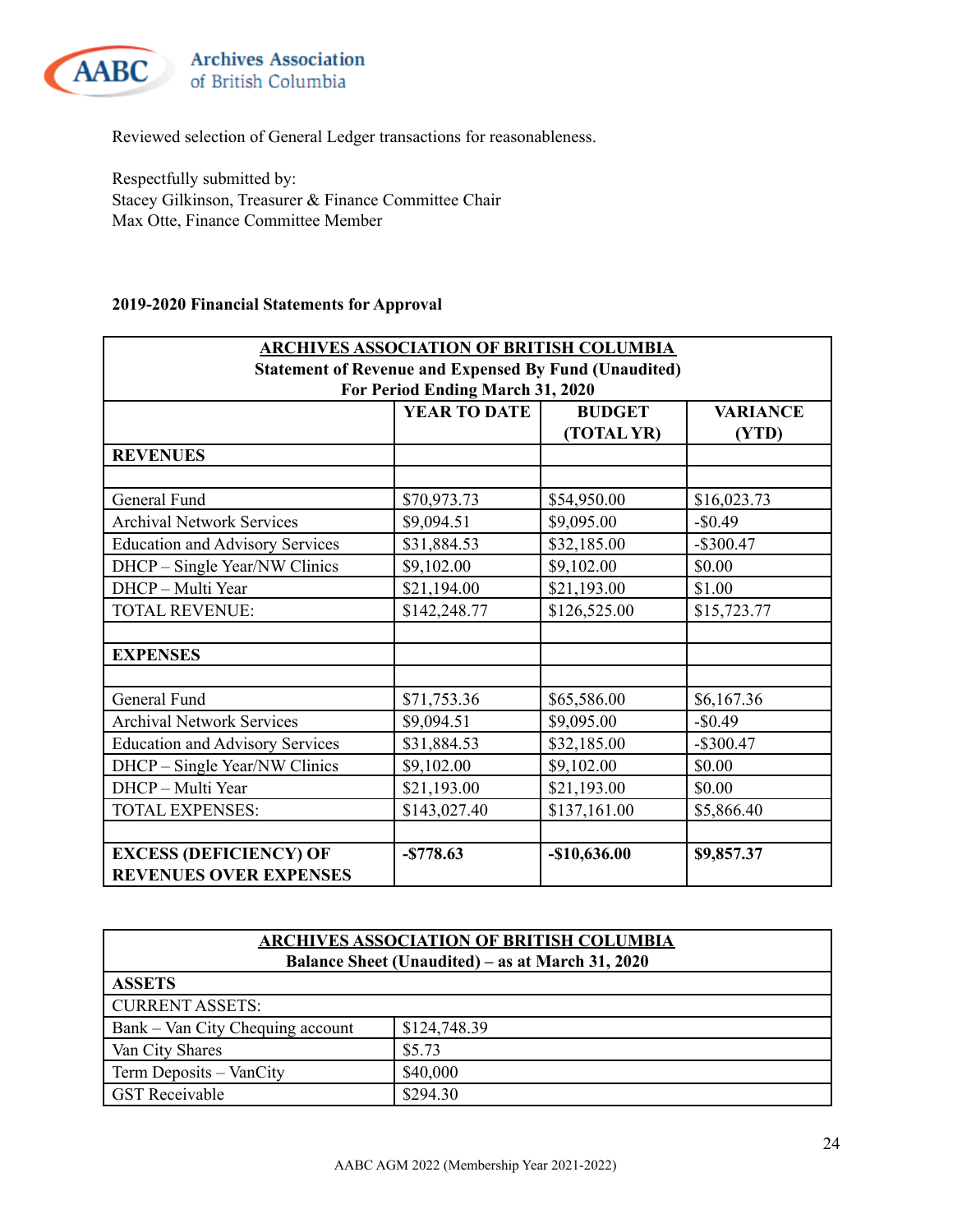Reviewed selection of General Ledger transactions for reasonableness.

Respectfully submitted by:
Stacey Gilkinson, Treasurer & Finance Committee Chair
Max Otte, Finance Committee Member

**2019-2020 Financial Statements for Approval**

| ARCHIVES ASSOCIATION OF BRITISH COLUMBIA<br>Statement of Revenue and Expensed By Fund (Unaudited)<br>For Period Ending March 31, 2020 | | | |
|---|---|---|---|
| | **YEAR TO DATE** | **BUDGET (TOTAL YR)** | **VARIANCE (YTD)** |
| **REVENUES** | | | |
| | | | |
| General Fund | $70,973.73 | $54,950.00 | $16,023.73 |
| Archival Network Services | $9,094.51 | $9,095.00 | -$0.49 |
| Education and Advisory Services | $31,884.53 | $32,185.00 | -$300.47 |
| DHCP – Single Year/NW Clinics | $9,102.00 | $9,102.00 | $0.00 |
| DHCP – Multi Year | $21,194.00 | $21,193.00 | $1.00 |
| TOTAL REVENUE: | $142,248.77 | $126,525.00 | $15,723.77 |
| | | | |
| **EXPENSES** | | | |
| | | | |
| General Fund | $71,753.36 | $65,586.00 | $6,167.36 |
| Archival Network Services | $9,094.51 | $9,095.00 | -$0.49 |
| Education and Advisory Services | $31,884.53 | $32,185.00 | -$300.47 |
| DHCP – Single Year/NW Clinics | $9,102.00 | $9,102.00 | $0.00 |
| DHCP – Multi Year | $21,193.00 | $21,193.00 | $0.00 |
| TOTAL EXPENSES: | $143,027.40 | $137,161.00 | $5,866.40 |
| | | | |
| **EXCESS (DEFICIENCY) OF REVENUES OVER EXPENSES** | **-$778.63** | **-$10,636.00** | **$9,857.37** |

| ARCHIVES ASSOCIATION OF BRITISH COLUMBIA<br>Balance Sheet (Unaudited) – as at March 31, 2020 | |
|---|---|
| **ASSETS** | |
| CURRENT ASSETS: | |
| Bank – Van City Chequing account | $124,748.39 |
| Van City Shares | $5.73 |
| Term Deposits – VanCity | $40,000 |
| GST Receivable | $294.30 |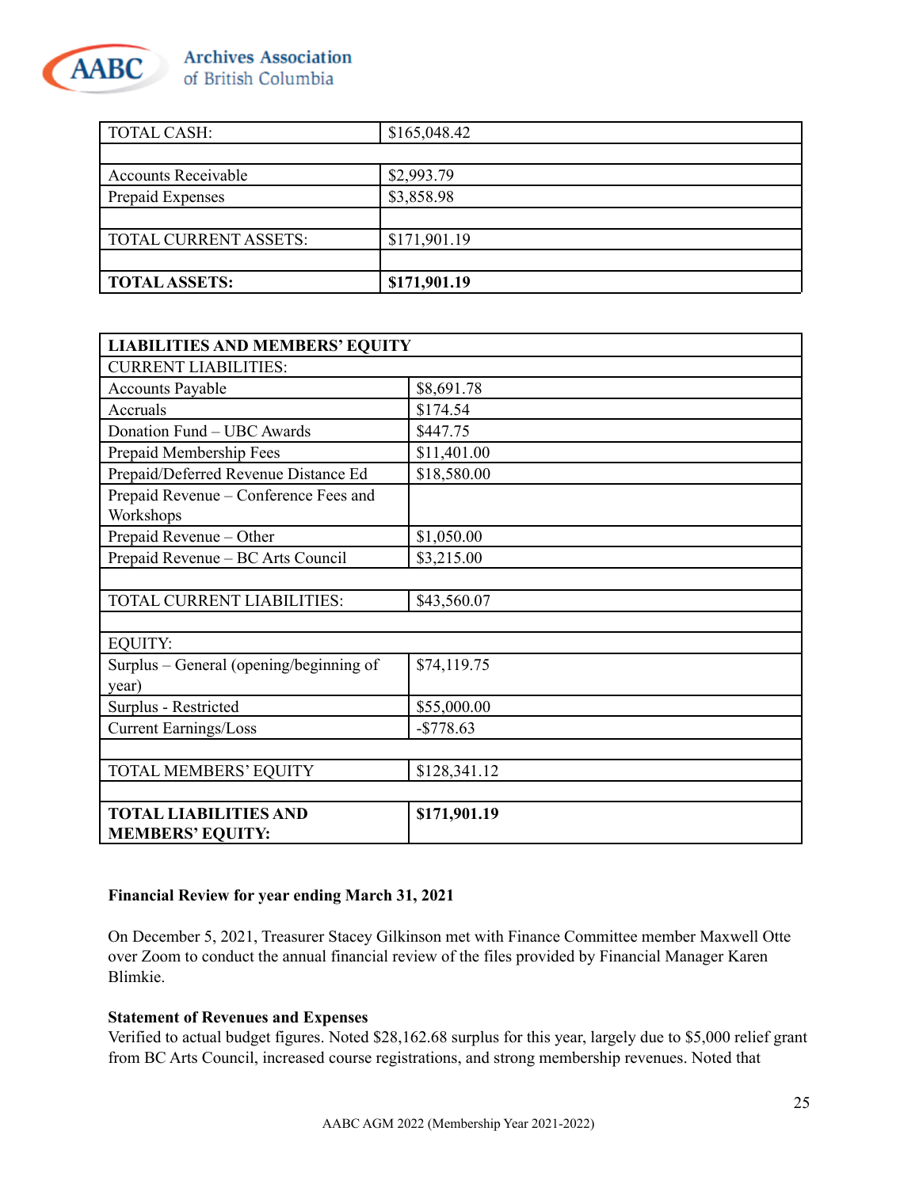| TOTAL CASH: | $165,048.42 |
|---|---|
| | |
| Accounts Receivable | $2,993.79 |
| Prepaid Expenses | $3,858.98 |
| | |
| TOTAL CURRENT ASSETS: | $171,901.19 |
| | |
| **TOTAL ASSETS:** | **$171,901.19** |

| **LIABILITIES AND MEMBERS' EQUITY** | |
|---|---|
| CURRENT LIABILITIES: | |
| Accounts Payable | $8,691.78 |
| Accruals | $174.54 |
| Donation Fund – UBC Awards | $447.75 |
| Prepaid Membership Fees | $11,401.00 |
| Prepaid/Deferred Revenue Distance Ed | $18,580.00 |
| Prepaid Revenue – Conference Fees and Workshops | |
| Prepaid Revenue – Other | $1,050.00 |
| Prepaid Revenue – BC Arts Council | $3,215.00 |
| | |
| TOTAL CURRENT LIABILITIES: | $43,560.07 |
| | |
| EQUITY: | |
| Surplus – General (opening/beginning of year) | $74,119.75 |
| Surplus - Restricted | $55,000.00 |
| Current Earnings/Loss | -$778.63 |
| | |
| TOTAL MEMBERS' EQUITY | $128,341.12 |
| | |
| **TOTAL LIABILITIES AND MEMBERS' EQUITY:** | **$171,901.19** |

**Financial Review for year ending March 31, 2021**

On December 5, 2021, Treasurer Stacey Gilkinson met with Finance Committee member Maxwell Otte over Zoom to conduct the annual financial review of the files provided by Financial Manager Karen Blimkie.

**Statement of Revenues and Expenses**

Verified to actual budget figures. Noted $28,162.68 surplus for this year, largely due to $5,000 relief grant from BC Arts Council, increased course registrations, and strong membership revenues. Noted that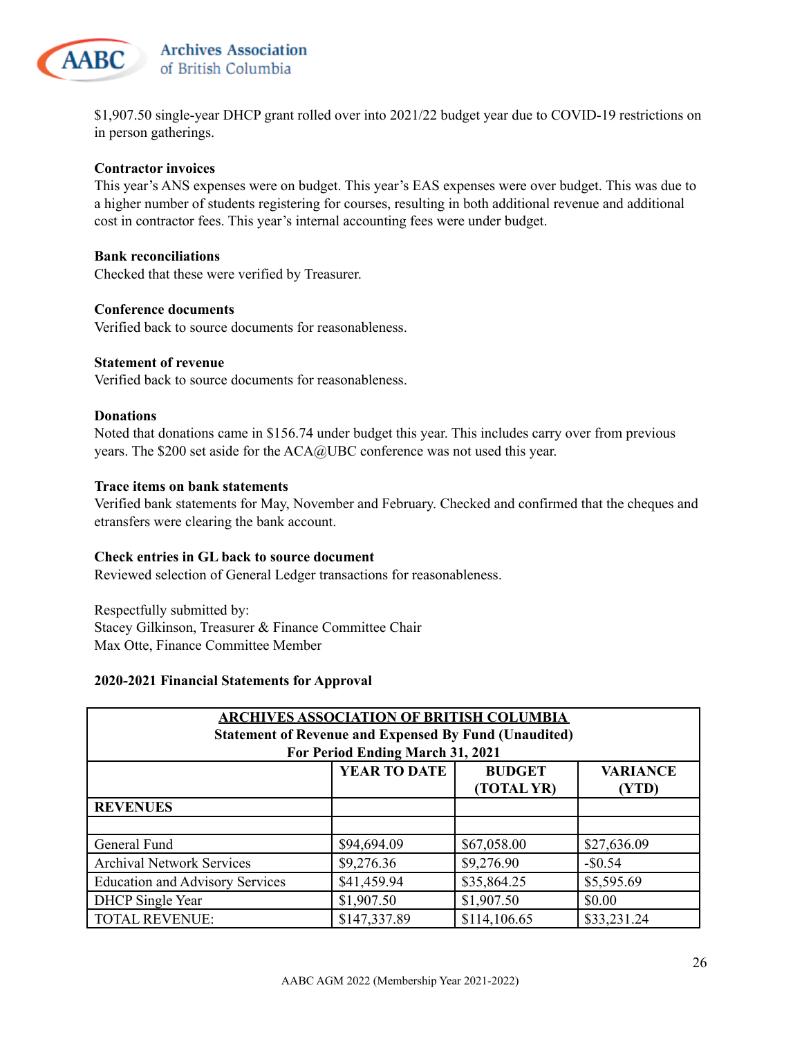$1,907.50 single-year DHCP grant rolled over into 2021/22 budget year due to COVID-19 restrictions on in person gatherings.

**Contractor invoices**
This year's ANS expenses were on budget. This year's EAS expenses were over budget. This was due to a higher number of students registering for courses, resulting in both additional revenue and additional cost in contractor fees. This year's internal accounting fees were under budget.

**Bank reconciliations**
Checked that these were verified by Treasurer.

**Conference documents**
Verified back to source documents for reasonableness.

**Statement of revenue**
Verified back to source documents for reasonableness.

**Donations**
Noted that donations came in $156.74 under budget this year. This includes carry over from previous years. The $200 set aside for the ACA@UBC conference was not used this year.

**Trace items on bank statements**
Verified bank statements for May, November and February. Checked and confirmed that the cheques and etransfers were clearing the bank account.

**Check entries in GL back to source document**
Reviewed selection of General Ledger transactions for reasonableness.

Respectfully submitted by:
Stacey Gilkinson, Treasurer & Finance Committee Chair
Max Otte, Finance Committee Member

**2020-2021 Financial Statements for Approval**

| **ARCHIVES ASSOCIATION OF BRITISH COLUMBIA**<br>**Statement of Revenue and Expensed By Fund (Unaudited)**<br>**For Period Ending March 31, 2021** | | | |
|---|---|---|---|
| | **YEAR TO DATE** | **BUDGET (TOTAL YR)** | **VARIANCE (YTD)** |
| **REVENUES** | | | |
| | | | |
| General Fund | $94,694.09 | $67,058.00 | $27,636.09 |
| Archival Network Services | $9,276.36 | $9,276.90 | -$0.54 |
| Education and Advisory Services | $41,459.94 | $35,864.25 | $5,595.69 |
| DHCP Single Year | $1,907.50 | $1,907.50 | $0.00 |
| TOTAL REVENUE: | $147,337.89 | $114,106.65 | $33,231.24 |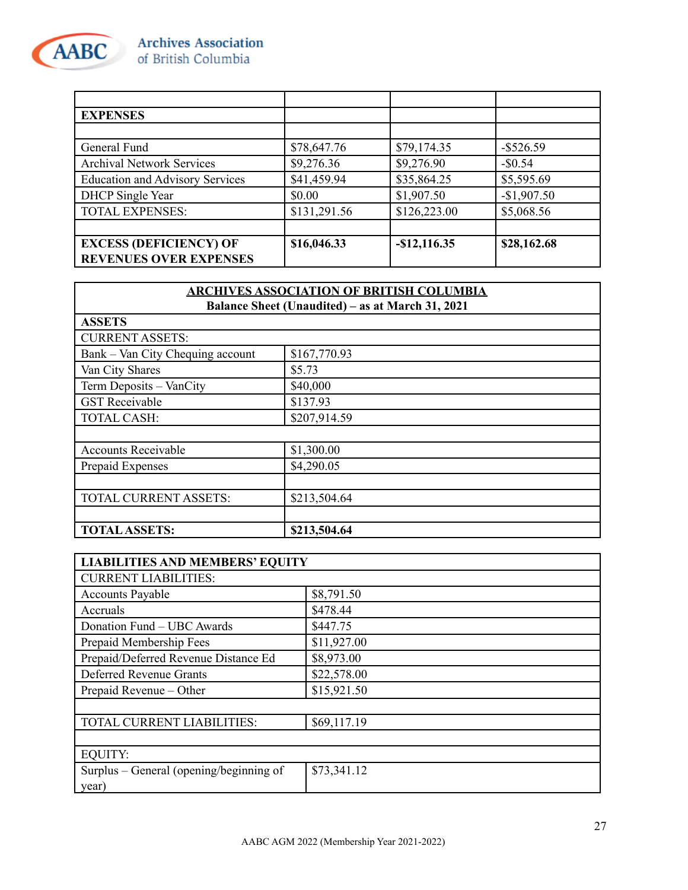| | | | |
|---|---|---|---|
| **EXPENSES** | | | |
| | | | |
| General Fund | $78,647.76 | $79,174.35 | -$526.59 |
| Archival Network Services | $9,276.36 | $9,276.90 | -$0.54 |
| Education and Advisory Services | $41,459.94 | $35,864.25 | $5,595.69 |
| DHCP Single Year | $0.00 | $1,907.50 | -$1,907.50 |
| TOTAL EXPENSES: | $131,291.56 | $126,223.00 | $5,068.56 |
| | | | |
| **EXCESS (DEFICIENCY) OF REVENUES OVER EXPENSES** | **$16,046.33** | **-$12,116.35** | **$28,162.68** |

**ARCHIVES ASSOCIATION OF BRITISH COLUMBIA**
**Balance Sheet (Unaudited) – as at March 31, 2021**

| | |
|---|---|
| **ASSETS** | |
| CURRENT ASSETS: | |
| Bank – Van City Chequing account | $167,770.93 |
| Van City Shares | $5.73 |
| Term Deposits – VanCity | $40,000 |
| GST Receivable | $137.93 |
| TOTAL CASH: | $207,914.59 |
| | |
| Accounts Receivable | $1,300.00 |
| Prepaid Expenses | $4,290.05 |
| | |
| TOTAL CURRENT ASSETS: | $213,504.64 |
| | |
| **TOTAL ASSETS:** | **$213,504.64** |

| | |
|---|---|
| **LIABILITIES AND MEMBERS' EQUITY** | |
| CURRENT LIABILITIES: | |
| Accounts Payable | $8,791.50 |
| Accruals | $478.44 |
| Donation Fund – UBC Awards | $447.75 |
| Prepaid Membership Fees | $11,927.00 |
| Prepaid/Deferred Revenue Distance Ed | $8,973.00 |
| Deferred Revenue Grants | $22,578.00 |
| Prepaid Revenue – Other | $15,921.50 |
| | |
| TOTAL CURRENT LIABILITIES: | $69,117.19 |
| | |
| EQUITY: | |
| Surplus – General (opening/beginning of year) | $73,341.12 |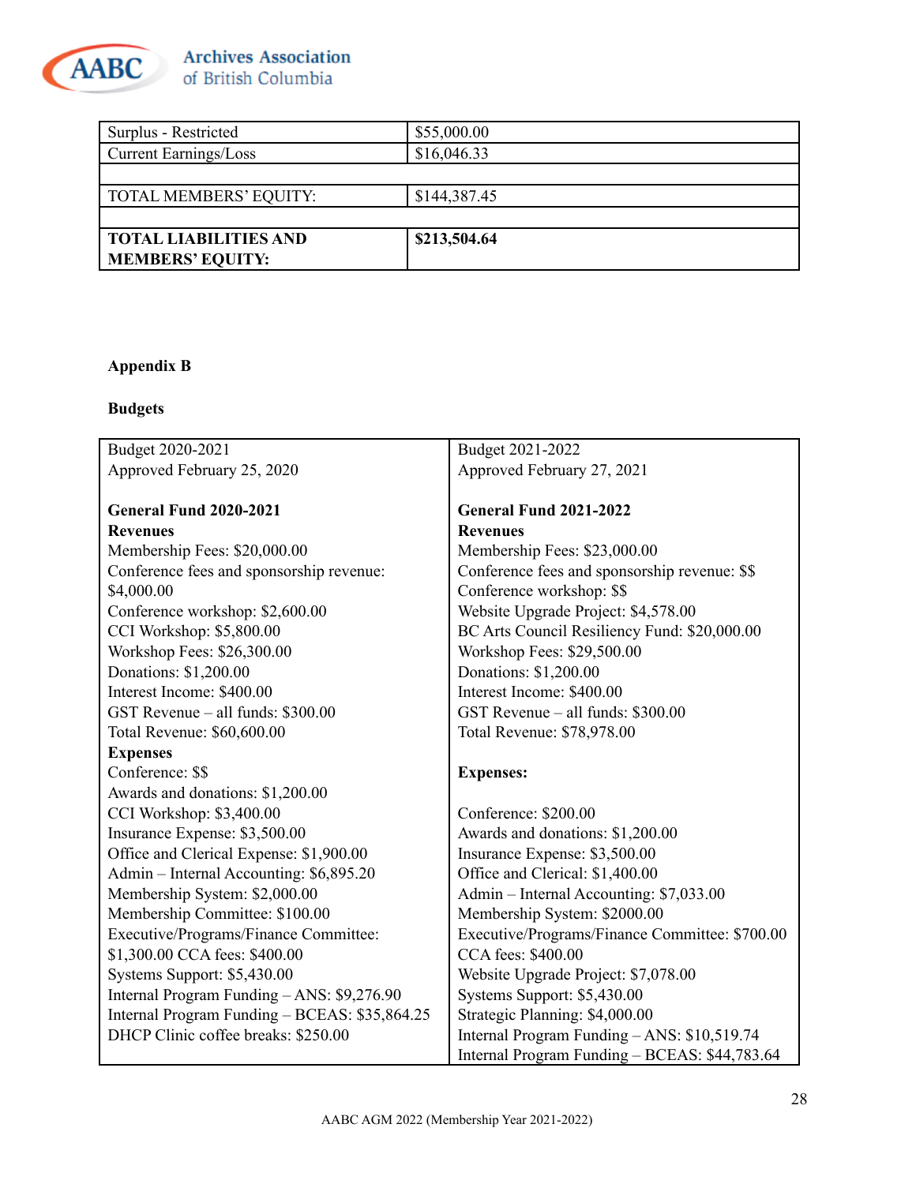| Surplus - Restricted | $55,000.00 |
|---|---|
| Current Earnings/Loss | $16,046.33 |
| | |
| TOTAL MEMBERS' EQUITY: | $144,387.45 |
| | |
| **TOTAL LIABILITIES AND MEMBERS' EQUITY:** | **$213,504.64** |

**Appendix B**

**Budgets**

| Budget 2020-2021<br>Approved February 25, 2020<br><br>**General Fund 2020-2021**<br>**Revenues**<br>Membership Fees: $20,000.00<br>Conference fees and sponsorship revenue: $4,000.00<br>Conference workshop: $2,600.00<br>CCI Workshop: $5,800.00<br>Workshop Fees: $26,300.00<br>Donations: $1,200.00<br>Interest Income: $400.00<br>GST Revenue – all funds: $300.00<br>Total Revenue: $60,600.00<br>**Expenses**<br>Conference: $$<br>Awards and donations: $1,200.00<br>CCI Workshop: $3,400.00<br>Insurance Expense: $3,500.00<br>Office and Clerical Expense: $1,900.00<br>Admin – Internal Accounting: $6,895.20<br>Membership System: $2,000.00<br>Membership Committee: $100.00<br>Executive/Programs/Finance Committee: $1,300.00 CCA fees: $400.00<br>Systems Support: $5,430.00<br>Internal Program Funding – ANS: $9,276.90<br>Internal Program Funding – BCEAS: $35,864.25<br>DHCP Clinic coffee breaks: $250.00 | Budget 2021-2022<br>Approved February 27, 2021<br><br>**General Fund 2021-2022**<br>**Revenues**<br>Membership Fees: $23,000.00<br>Conference fees and sponsorship revenue: $$<br>Conference workshop: $$<br>Website Upgrade Project: $4,578.00<br>BC Arts Council Resiliency Fund: $20,000.00<br>Workshop Fees: $29,500.00<br>Donations: $1,200.00<br>Interest Income: $400.00<br>GST Revenue – all funds: $300.00<br>Total Revenue: $78,978.00<br><br>**Expenses:**<br><br>Conference: $200.00<br>Awards and donations: $1,200.00<br>Insurance Expense: $3,500.00<br>Office and Clerical: $1,400.00<br>Admin – Internal Accounting: $7,033.00<br>Membership System: $2000.00<br>Executive/Programs/Finance Committee: $700.00<br>CCA fees: $400.00<br>Website Upgrade Project: $7,078.00<br>Systems Support: $5,430.00<br>Strategic Planning: $4,000.00<br>Internal Program Funding – ANS: $10,519.74<br>Internal Program Funding – BCEAS: $44,783.64 |
|---|---|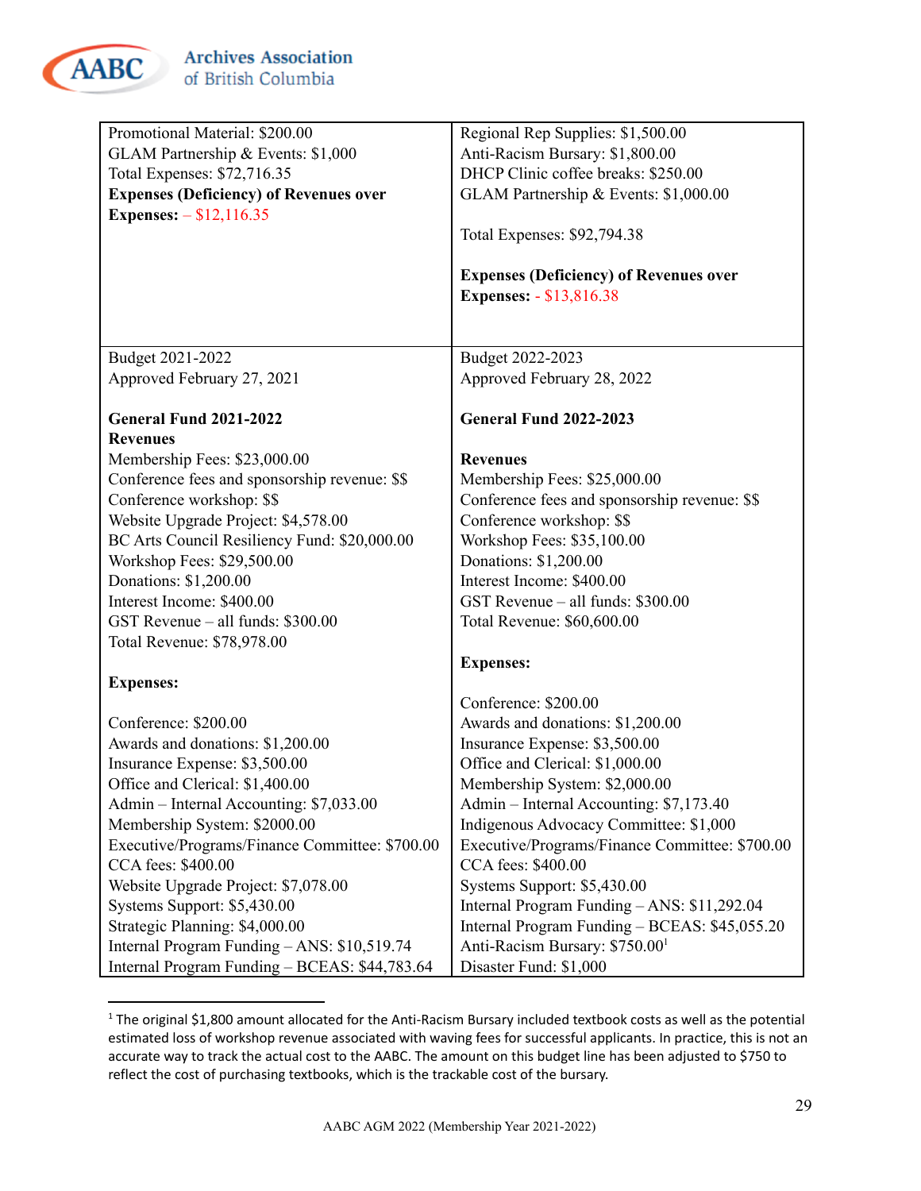| Promotional Material: $200.00<br>GLAM Partnership & Events: $1,000<br>Total Expenses: $72,716.35<br>**Expenses (Deficiency) of Revenues over Expenses:** – $12,116.35 | Regional Rep Supplies: $1,500.00<br>Anti-Racism Bursary: $1,800.00<br>DHCP Clinic coffee breaks: $250.00<br>GLAM Partnership & Events: $1,000.00<br><br>Total Expenses: $92,794.38<br><br>**Expenses (Deficiency) of Revenues over Expenses:** - $13,816.38 |
|---|---|
| Budget 2021-2022<br>Approved February 27, 2021<br><br>**General Fund 2021-2022**<br>**Revenues**<br>Membership Fees: $23,000.00<br>Conference fees and sponsorship revenue: $$<br>Conference workshop: $$<br>Website Upgrade Project: $4,578.00<br>BC Arts Council Resiliency Fund: $20,000.00<br>Workshop Fees: $29,500.00<br>Donations: $1,200.00<br>Interest Income: $400.00<br>GST Revenue – all funds: $300.00<br>Total Revenue: $78,978.00<br><br>**Expenses:**<br><br>Conference: $200.00<br>Awards and donations: $1,200.00<br>Insurance Expense: $3,500.00<br>Office and Clerical: $1,400.00<br>Admin – Internal Accounting: $7,033.00<br>Membership System: $2000.00<br>Executive/Programs/Finance Committee: $700.00<br>CCA fees: $400.00<br>Website Upgrade Project: $7,078.00<br>Systems Support: $5,430.00<br>Strategic Planning: $4,000.00<br>Internal Program Funding – ANS: $10,519.74<br>Internal Program Funding – BCEAS: $44,783.64 | Budget 2022-2023<br>Approved February 28, 2022<br><br>**General Fund 2022-2023**<br><br>**Revenues**<br>Membership Fees: $25,000.00<br>Conference fees and sponsorship revenue: $$<br>Conference workshop: $$<br>Workshop Fees: $35,100.00<br>Donations: $1,200.00<br>Interest Income: $400.00<br>GST Revenue – all funds: $300.00<br>Total Revenue: $60,600.00<br><br>**Expenses:**<br><br>Conference: $200.00<br>Awards and donations: $1,200.00<br>Insurance Expense: $3,500.00<br>Office and Clerical: $1,000.00<br>Membership System: $2,000.00<br>Admin – Internal Accounting: $7,173.40<br>Indigenous Advocacy Committee: $1,000<br>Executive/Programs/Finance Committee: $700.00<br>CCA fees: $400.00<br>Systems Support: $5,430.00<br>Internal Program Funding – ANS: $11,292.04<br>Internal Program Funding – BCEAS: $45,055.20<br>Anti-Racism Bursary: $750.00[1]<br>Disaster Fund: $1,000 |

[1] The original $1,800 amount allocated for the Anti-Racism Bursary included textbook costs as well as the potential estimated loss of workshop revenue associated with waving fees for successful applicants. In practice, this is not an accurate way to track the actual cost to the AABC. The amount on this budget line has been adjusted to $750 to reflect the cost of purchasing textbooks, which is the trackable cost of the bursary.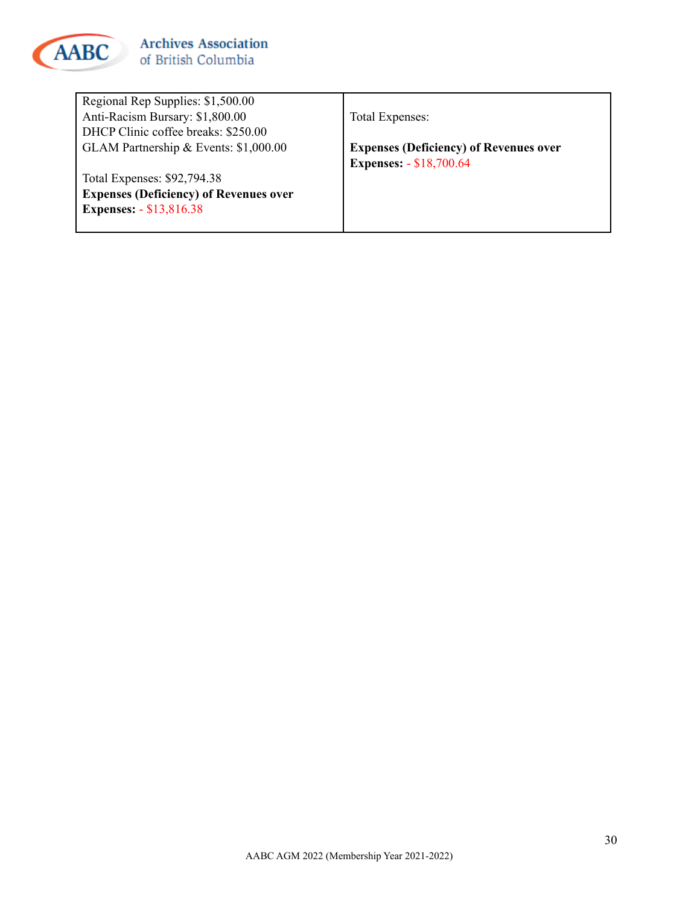| | |
|---|---|
| Regional Rep Supplies: $1,500.00<br>Anti-Racism Bursary: $1,800.00<br>DHCP Clinic coffee breaks: $250.00<br>GLAM Partnership & Events: $1,000.00<br><br>Total Expenses: $92,794.38<br>**Expenses (Deficiency) of Revenues over Expenses:** - $13,816.38 | Total Expenses:<br><br>**Expenses (Deficiency) of Revenues over Expenses:** - $18,700.64 |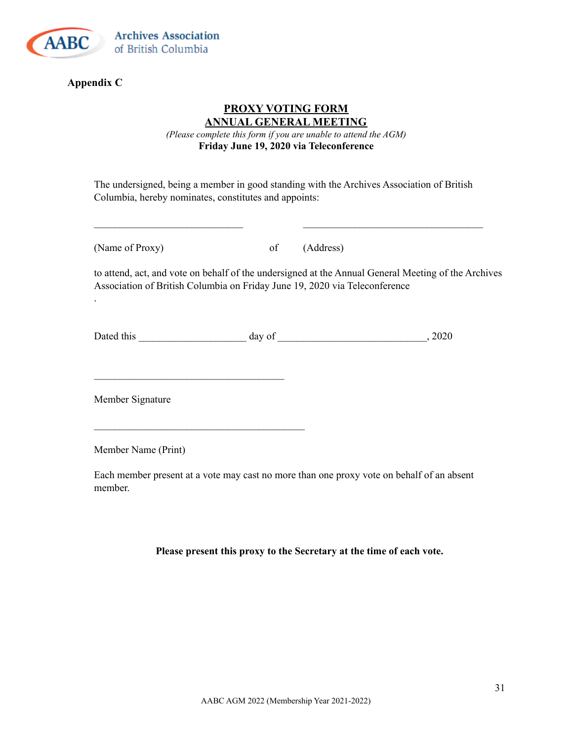**Appendix C**

**PROXY VOTING FORM**
**ANNUAL GENERAL MEETING**

*(Please complete this form if you are unable to attend the AGM)*

**Friday June 19, 2020 via Teleconference**

The undersigned, being a member in good standing with the Archives Association of British Columbia, hereby nominates, constitutes and appoints:

_____________________________ _________________________________

(Name of Proxy) of (Address)

to attend, act, and vote on behalf of the undersigned at the Annual General Meeting of the Archives Association of British Columbia on Friday June 19, 2020 via Teleconference
.

Dated this ____________________ day of ____________________________, 2020

____________________________________

Member Signature

________________________________________

Member Name (Print)

Each member present at a vote may cast no more than one proxy vote on behalf of an absent member.

**Please present this proxy to the Secretary at the time of each vote.**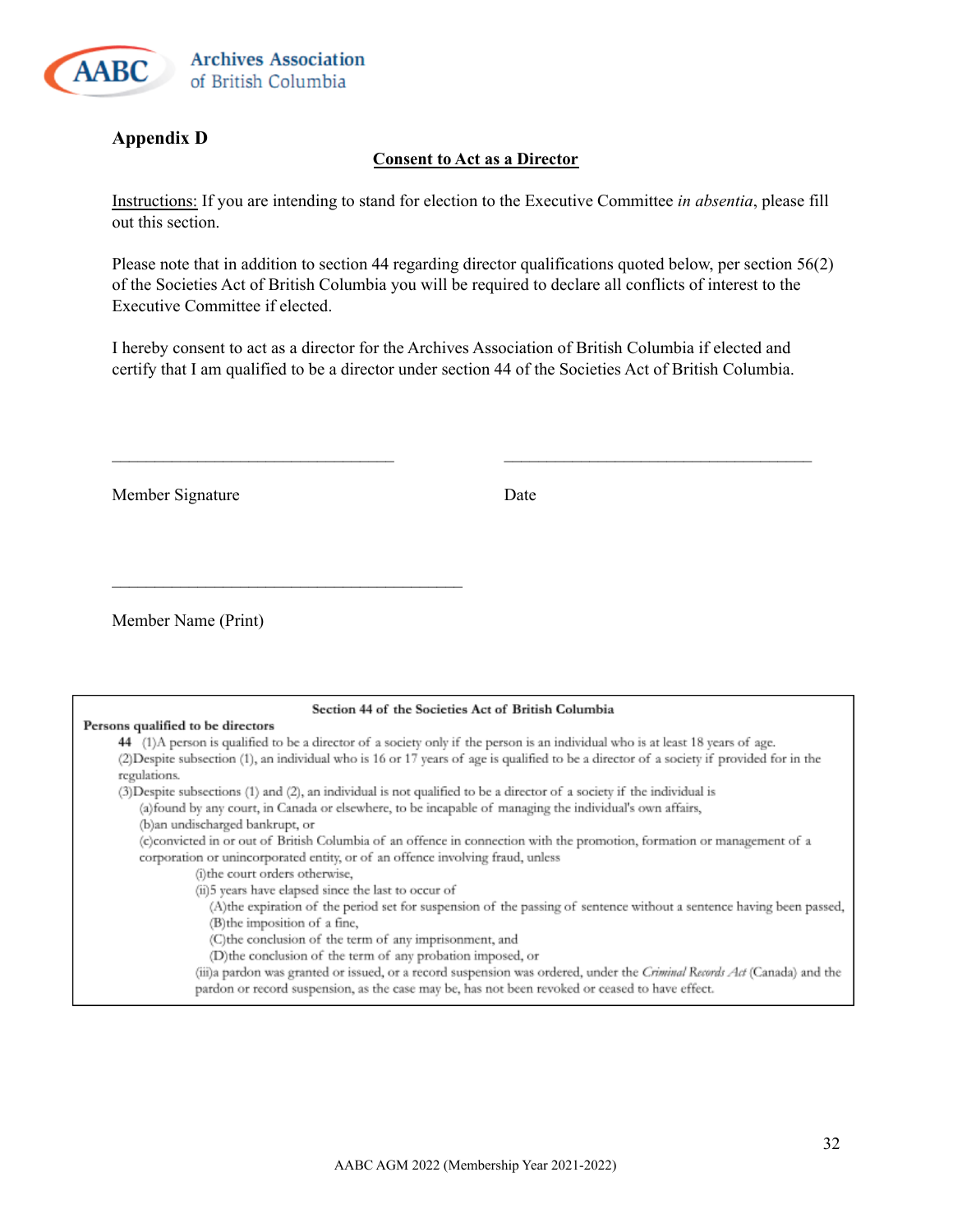Archives Association of British Columbia

## Appendix D

**Consent to Act as a Director**

Instructions: If you are intending to stand for election to the Executive Committee *in absentia*, please fill out this section.

Please note that in addition to section 44 regarding director qualifications quoted below, per section 56(2) of the Societies Act of British Columbia you will be required to declare all conflicts of interest to the Executive Committee if elected.

I hereby consent to act as a director for the Archives Association of British Columbia if elected and certify that I am qualified to be a director under section 44 of the Societies Act of British Columbia.

\_\_\_\_\_\_\_\_\_\_\_\_\_\_\_\_\_\_\_\_\_\_\_\_\_\_\_\_\_\_\_\_ \_\_\_\_\_\_\_\_\_\_\_\_\_\_\_\_\_\_\_\_\_\_\_\_\_\_\_\_\_\_\_\_

Member Signature Date

\_\_\_\_\_\_\_\_\_\_\_\_\_\_\_\_\_\_\_\_\_\_\_\_\_\_\_\_\_\_\_\_\_\_\_\_\_\_\_\_

Member Name (Print)

**Section 44 of the Societies Act of British Columbia**

**Persons qualified to be directors**

**44** (1)A person is qualified to be a director of a society only if the person is an individual who is at least 18 years of age.

(2)Despite subsection (1), an individual who is 16 or 17 years of age is qualified to be a director of a society if provided for in the regulations.

(3)Despite subsections (1) and (2), an individual is not qualified to be a director of a society if the individual is

- (a)found by any court, in Canada or elsewhere, to be incapable of managing the individual's own affairs,
- (b)an undischarged bankrupt, or
- (c)convicted in or out of British Columbia of an offence in connection with the promotion, formation or management of a corporation or unincorporated entity, or of an offence involving fraud, unless
  - (i)the court orders otherwise,
  - (ii)5 years have elapsed since the last to occur of
    - (A)the expiration of the period set for suspension of the passing of sentence without a sentence having been passed,
    - (B)the imposition of a fine,
    - (C)the conclusion of the term of any imprisonment, and
    - (D)the conclusion of the term of any probation imposed, or
  - (iii)a pardon was granted or issued, or a record suspension was ordered, under the *Criminal Records Act* (Canada) and the pardon or record suspension, as the case may be, has not been revoked or ceased to have effect.